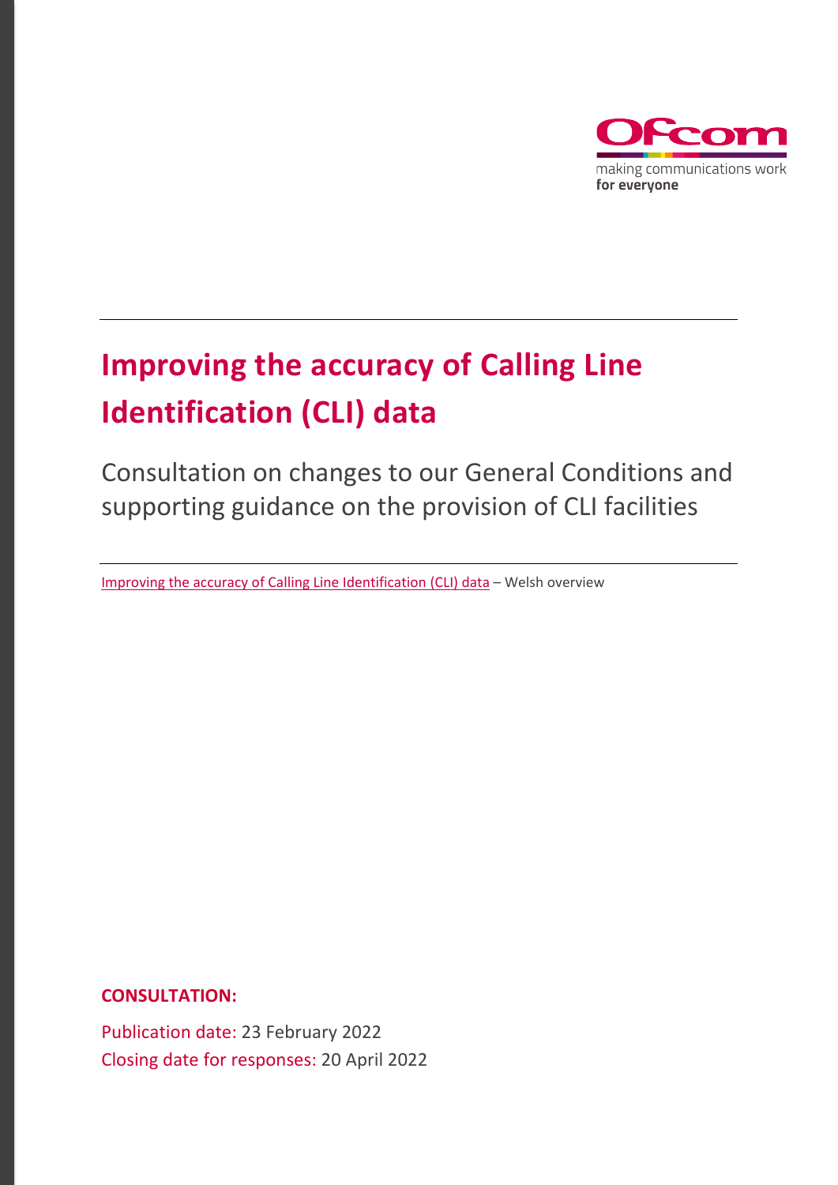Ofcom

making communications work
**for everyone**

# Improving the accuracy of Calling Line Identification (CLI) data

Consultation on changes to our General Conditions and supporting guidance on the provision of CLI facilities

Improving the accuracy of Calling Line Identification (CLI) data – Welsh overview

**CONSULTATION:**

Publication date: 23 February 2022

Closing date for responses: 20 April 2022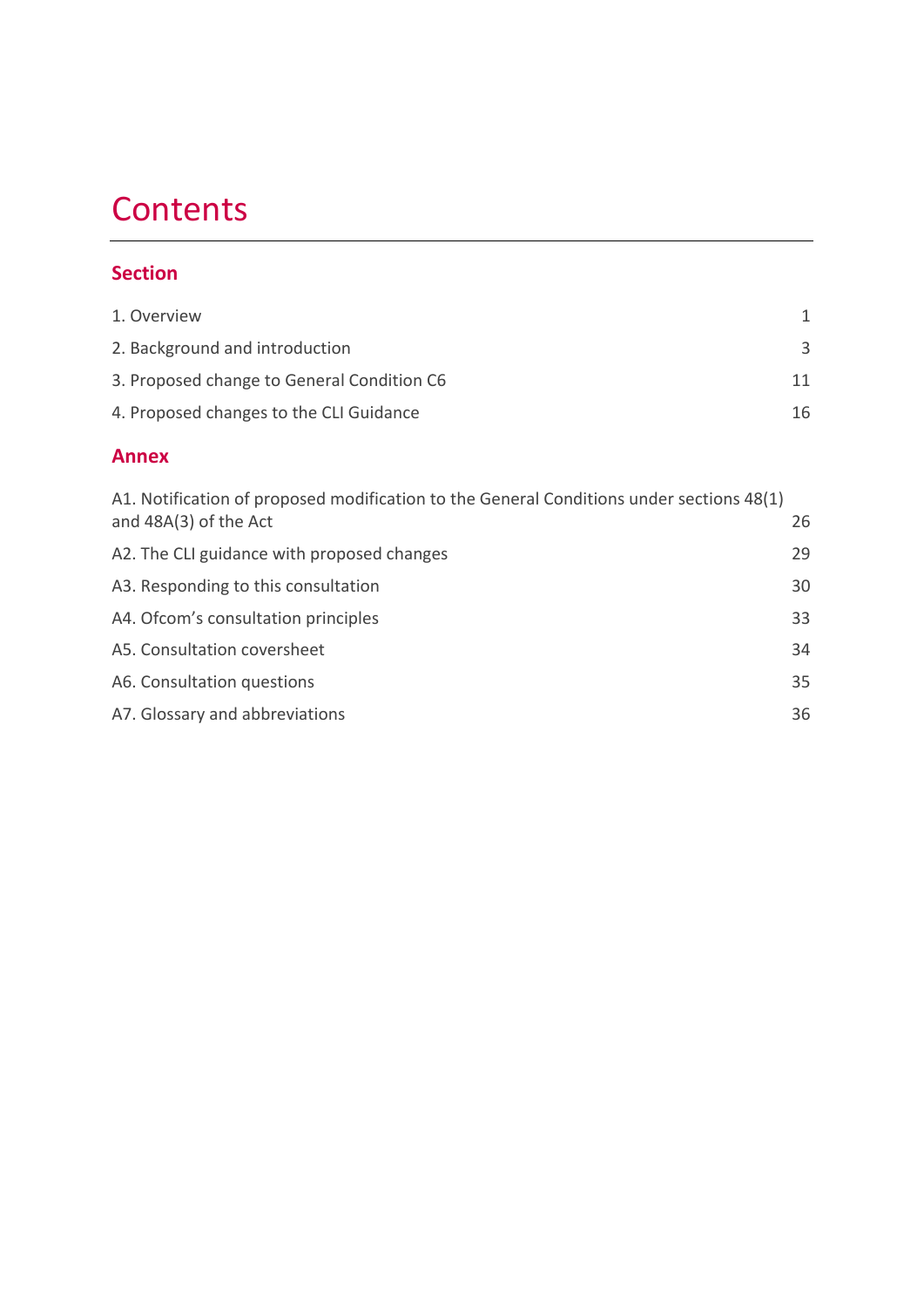# Contents

## Section

1. Overview 1
2. Background and introduction 3
3. Proposed change to General Condition C6 11
4. Proposed changes to the CLI Guidance 16

## Annex

A1. Notification of proposed modification to the General Conditions under sections 48(1) and 48A(3) of the Act 26

A2. The CLI guidance with proposed changes 29

A3. Responding to this consultation 30

A4. Ofcom's consultation principles 33

A5. Consultation coversheet 34

A6. Consultation questions 35

A7. Glossary and abbreviations 36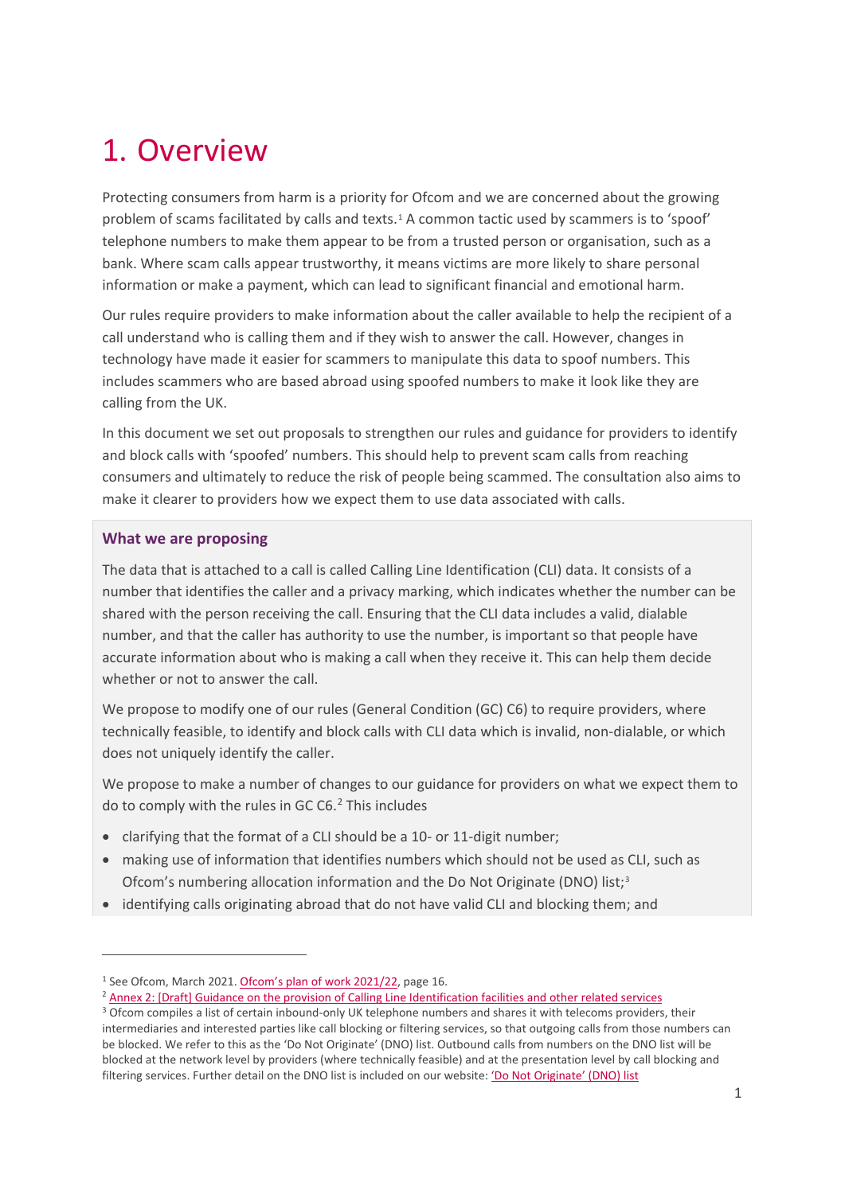# 1. Overview

Protecting consumers from harm is a priority for Ofcom and we are concerned about the growing problem of scams facilitated by calls and texts.[1] A common tactic used by scammers is to 'spoof' telephone numbers to make them appear to be from a trusted person or organisation, such as a bank. Where scam calls appear trustworthy, it means victims are more likely to share personal information or make a payment, which can lead to significant financial and emotional harm.

Our rules require providers to make information about the caller available to help the recipient of a call understand who is calling them and if they wish to answer the call. However, changes in technology have made it easier for scammers to manipulate this data to spoof numbers. This includes scammers who are based abroad using spoofed numbers to make it look like they are calling from the UK.

In this document we set out proposals to strengthen our rules and guidance for providers to identify and block calls with 'spoofed' numbers. This should help to prevent scam calls from reaching consumers and ultimately to reduce the risk of people being scammed. The consultation also aims to make it clearer to providers how we expect them to use data associated with calls.

**What we are proposing**

The data that is attached to a call is called Calling Line Identification (CLI) data. It consists of a number that identifies the caller and a privacy marking, which indicates whether the number can be shared with the person receiving the call. Ensuring that the CLI data includes a valid, dialable number, and that the caller has authority to use the number, is important so that people have accurate information about who is making a call when they receive it. This can help them decide whether or not to answer the call.

We propose to modify one of our rules (General Condition (GC) C6) to require providers, where technically feasible, to identify and block calls with CLI data which is invalid, non-dialable, or which does not uniquely identify the caller.

We propose to make a number of changes to our guidance for providers on what we expect them to do to comply with the rules in GC C6.[2] This includes

- clarifying that the format of a CLI should be a 10- or 11-digit number;
- making use of information that identifies numbers which should not be used as CLI, such as Ofcom's numbering allocation information and the Do Not Originate (DNO) list;[3]
- identifying calls originating abroad that do not have valid CLI and blocking them; and

---

[1] See Ofcom, March 2021. Ofcom's plan of work 2021/22, page 16.

[2] Annex 2: [Draft] Guidance on the provision of Calling Line Identification facilities and other related services

[3] Ofcom compiles a list of certain inbound-only UK telephone numbers and shares it with telecoms providers, their intermediaries and interested parties like call blocking or filtering services, so that outgoing calls from those numbers can be blocked. We refer to this as the 'Do Not Originate' (DNO) list. Outbound calls from numbers on the DNO list will be blocked at the network level by providers (where technically feasible) and at the presentation level by call blocking and filtering services. Further detail on the DNO list is included on our website: 'Do Not Originate' (DNO) list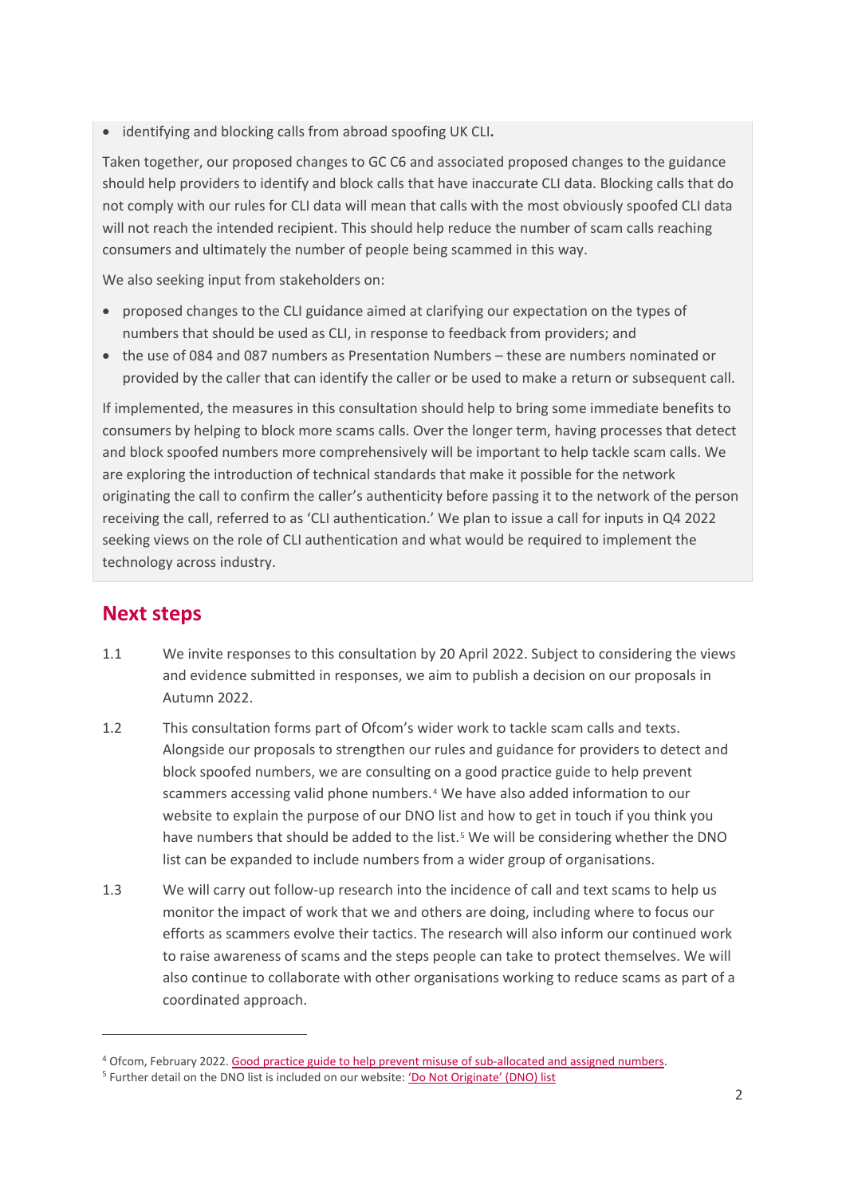- identifying and blocking calls from abroad spoofing UK CLI**.**

Taken together, our proposed changes to GC C6 and associated proposed changes to the guidance should help providers to identify and block calls that have inaccurate CLI data. Blocking calls that do not comply with our rules for CLI data will mean that calls with the most obviously spoofed CLI data will not reach the intended recipient. This should help reduce the number of scam calls reaching consumers and ultimately the number of people being scammed in this way.

We also seeking input from stakeholders on:

- proposed changes to the CLI guidance aimed at clarifying our expectation on the types of numbers that should be used as CLI, in response to feedback from providers; and
- the use of 084 and 087 numbers as Presentation Numbers – these are numbers nominated or provided by the caller that can identify the caller or be used to make a return or subsequent call.

If implemented, the measures in this consultation should help to bring some immediate benefits to consumers by helping to block more scams calls. Over the longer term, having processes that detect and block spoofed numbers more comprehensively will be important to help tackle scam calls. We are exploring the introduction of technical standards that make it possible for the network originating the call to confirm the caller's authenticity before passing it to the network of the person receiving the call, referred to as 'CLI authentication.' We plan to issue a call for inputs in Q4 2022 seeking views on the role of CLI authentication and what would be required to implement the technology across industry.

## Next steps

1.1 We invite responses to this consultation by 20 April 2022. Subject to considering the views and evidence submitted in responses, we aim to publish a decision on our proposals in Autumn 2022.

1.2 This consultation forms part of Ofcom's wider work to tackle scam calls and texts. Alongside our proposals to strengthen our rules and guidance for providers to detect and block spoofed numbers, we are consulting on a good practice guide to help prevent scammers accessing valid phone numbers.[4] We have also added information to our website to explain the purpose of our DNO list and how to get in touch if you think you have numbers that should be added to the list.[5] We will be considering whether the DNO list can be expanded to include numbers from a wider group of organisations.

1.3 We will carry out follow-up research into the incidence of call and text scams to help us monitor the impact of work that we and others are doing, including where to focus our efforts as scammers evolve their tactics. The research will also inform our continued work to raise awareness of scams and the steps people can take to protect themselves. We will also continue to collaborate with other organisations working to reduce scams as part of a coordinated approach.

---

[4] Ofcom, February 2022. Good practice guide to help prevent misuse of sub-allocated and assigned numbers.

[5] Further detail on the DNO list is included on our website: 'Do Not Originate' (DNO) list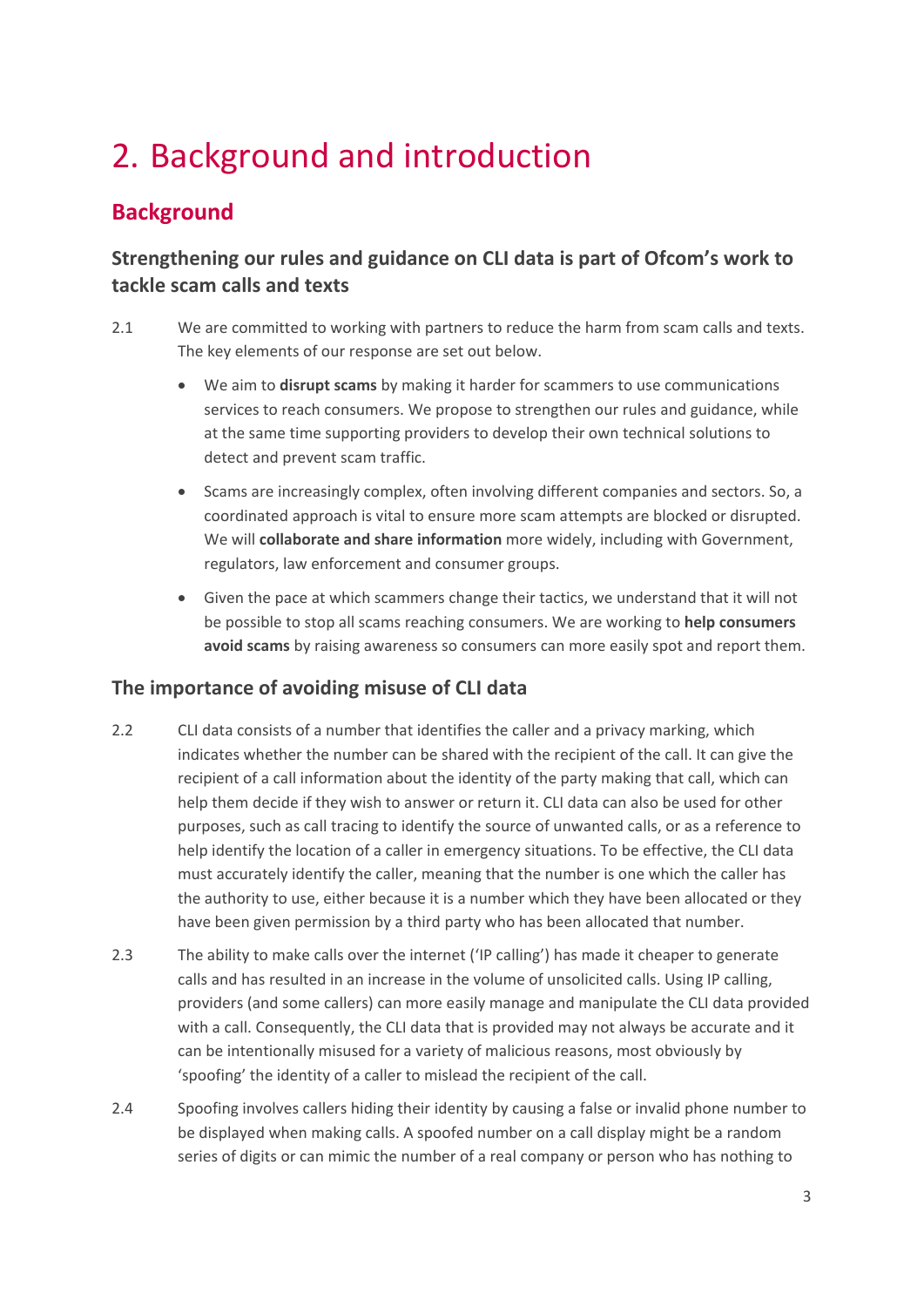# 2. Background and introduction

## Background

### Strengthening our rules and guidance on CLI data is part of Ofcom's work to tackle scam calls and texts

2.1 We are committed to working with partners to reduce the harm from scam calls and texts. The key elements of our response are set out below.

- We aim to **disrupt scams** by making it harder for scammers to use communications services to reach consumers. We propose to strengthen our rules and guidance, while at the same time supporting providers to develop their own technical solutions to detect and prevent scam traffic.
- Scams are increasingly complex, often involving different companies and sectors. So, a coordinated approach is vital to ensure more scam attempts are blocked or disrupted. We will **collaborate and share information** more widely, including with Government, regulators, law enforcement and consumer groups.
- Given the pace at which scammers change their tactics, we understand that it will not be possible to stop all scams reaching consumers. We are working to **help consumers avoid scams** by raising awareness so consumers can more easily spot and report them.

### The importance of avoiding misuse of CLI data

2.2 CLI data consists of a number that identifies the caller and a privacy marking, which indicates whether the number can be shared with the recipient of the call. It can give the recipient of a call information about the identity of the party making that call, which can help them decide if they wish to answer or return it. CLI data can also be used for other purposes, such as call tracing to identify the source of unwanted calls, or as a reference to help identify the location of a caller in emergency situations. To be effective, the CLI data must accurately identify the caller, meaning that the number is one which the caller has the authority to use, either because it is a number which they have been allocated or they have been given permission by a third party who has been allocated that number.

2.3 The ability to make calls over the internet ('IP calling') has made it cheaper to generate calls and has resulted in an increase in the volume of unsolicited calls. Using IP calling, providers (and some callers) can more easily manage and manipulate the CLI data provided with a call. Consequently, the CLI data that is provided may not always be accurate and it can be intentionally misused for a variety of malicious reasons, most obviously by 'spoofing' the identity of a caller to mislead the recipient of the call.

2.4 Spoofing involves callers hiding their identity by causing a false or invalid phone number to be displayed when making calls. A spoofed number on a call display might be a random series of digits or can mimic the number of a real company or person who has nothing to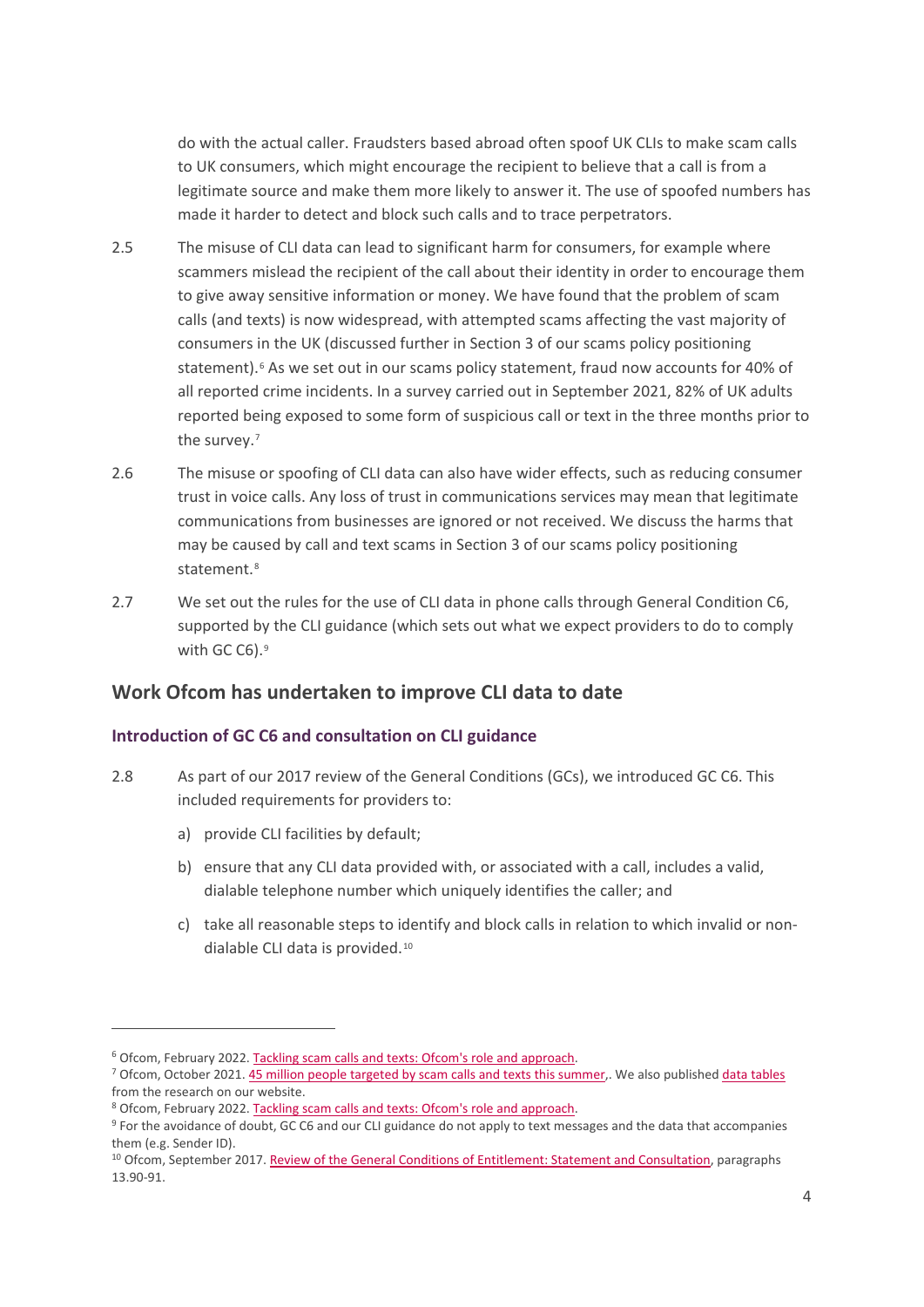do with the actual caller. Fraudsters based abroad often spoof UK CLIs to make scam calls to UK consumers, which might encourage the recipient to believe that a call is from a legitimate source and make them more likely to answer it. The use of spoofed numbers has made it harder to detect and block such calls and to trace perpetrators.

2.5 The misuse of CLI data can lead to significant harm for consumers, for example where scammers mislead the recipient of the call about their identity in order to encourage them to give away sensitive information or money. We have found that the problem of scam calls (and texts) is now widespread, with attempted scams affecting the vast majority of consumers in the UK (discussed further in Section 3 of our scams policy positioning statement).[6] As we set out in our scams policy statement, fraud now accounts for 40% of all reported crime incidents. In a survey carried out in September 2021, 82% of UK adults reported being exposed to some form of suspicious call or text in the three months prior to the survey.[7]

2.6 The misuse or spoofing of CLI data can also have wider effects, such as reducing consumer trust in voice calls. Any loss of trust in communications services may mean that legitimate communications from businesses are ignored or not received. We discuss the harms that may be caused by call and text scams in Section 3 of our scams policy positioning statement.[8]

2.7 We set out the rules for the use of CLI data in phone calls through General Condition C6, supported by the CLI guidance (which sets out what we expect providers to do to comply with GC C6).[9]

## Work Ofcom has undertaken to improve CLI data to date

### Introduction of GC C6 and consultation on CLI guidance

2.8 As part of our 2017 review of the General Conditions (GCs), we introduced GC C6. This included requirements for providers to:

a) provide CLI facilities by default;

b) ensure that any CLI data provided with, or associated with a call, includes a valid, dialable telephone number which uniquely identifies the caller; and

c) take all reasonable steps to identify and block calls in relation to which invalid or non-dialable CLI data is provided.[10]

---

[6] Ofcom, February 2022. Tackling scam calls and texts: Ofcom's role and approach.

[7] Ofcom, October 2021. 45 million people targeted by scam calls and texts this summer,. We also published data tables from the research on our website.

[8] Ofcom, February 2022. Tackling scam calls and texts: Ofcom's role and approach.

[9] For the avoidance of doubt, GC C6 and our CLI guidance do not apply to text messages and the data that accompanies them (e.g. Sender ID).

[10] Ofcom, September 2017. Review of the General Conditions of Entitlement: Statement and Consultation, paragraphs 13.90-91.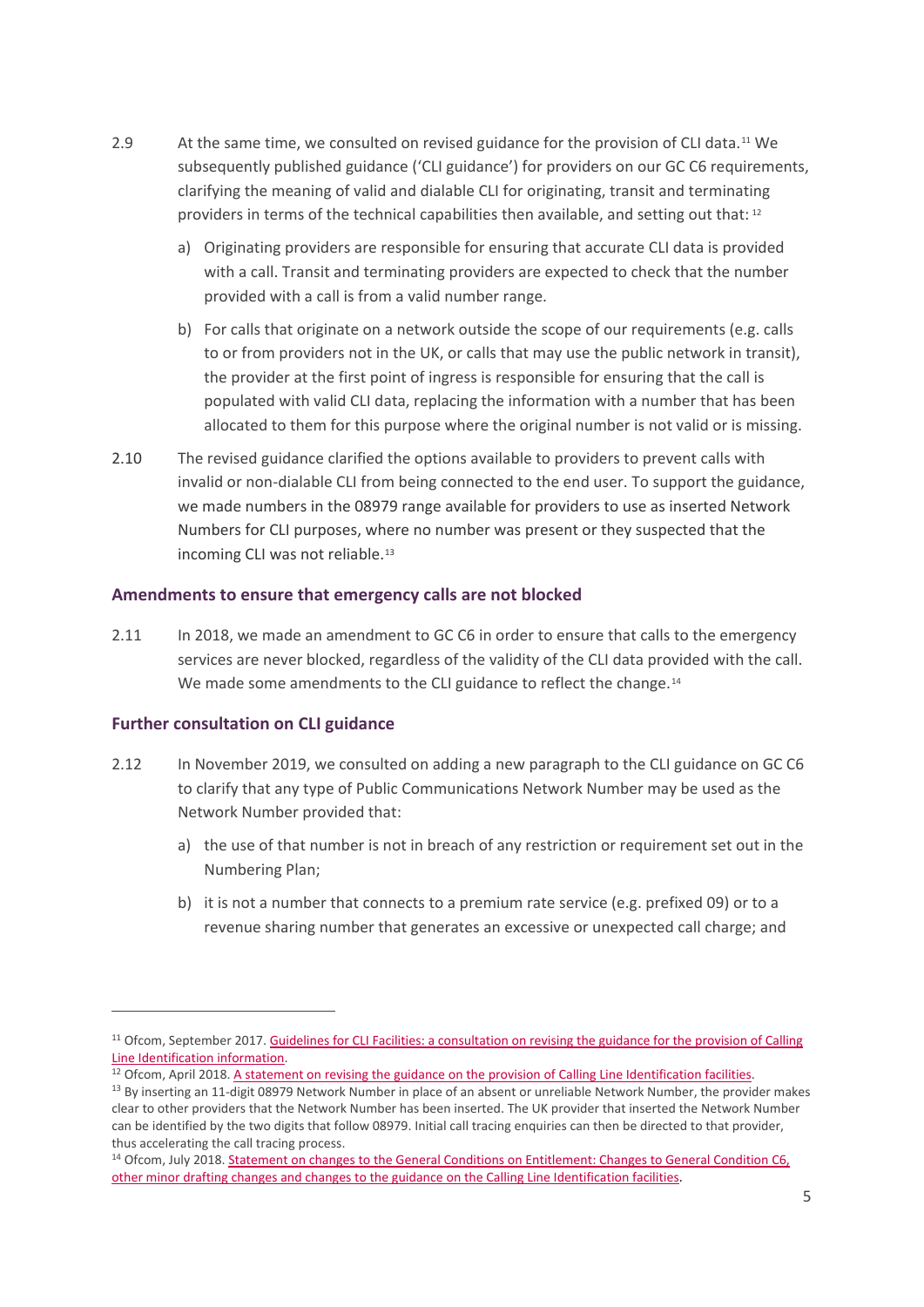2.9 At the same time, we consulted on revised guidance for the provision of CLI data.[11] We subsequently published guidance ('CLI guidance') for providers on our GC C6 requirements, clarifying the meaning of valid and dialable CLI for originating, transit and terminating providers in terms of the technical capabilities then available, and setting out that: [12]

a) Originating providers are responsible for ensuring that accurate CLI data is provided with a call. Transit and terminating providers are expected to check that the number provided with a call is from a valid number range.

b) For calls that originate on a network outside the scope of our requirements (e.g. calls to or from providers not in the UK, or calls that may use the public network in transit), the provider at the first point of ingress is responsible for ensuring that the call is populated with valid CLI data, replacing the information with a number that has been allocated to them for this purpose where the original number is not valid or is missing.

2.10 The revised guidance clarified the options available to providers to prevent calls with invalid or non-dialable CLI from being connected to the end user. To support the guidance, we made numbers in the 08979 range available for providers to use as inserted Network Numbers for CLI purposes, where no number was present or they suspected that the incoming CLI was not reliable.[13]

### Amendments to ensure that emergency calls are not blocked

2.11 In 2018, we made an amendment to GC C6 in order to ensure that calls to the emergency services are never blocked, regardless of the validity of the CLI data provided with the call. We made some amendments to the CLI guidance to reflect the change.[14]

### Further consultation on CLI guidance

2.12 In November 2019, we consulted on adding a new paragraph to the CLI guidance on GC C6 to clarify that any type of Public Communications Network Number may be used as the Network Number provided that:

a) the use of that number is not in breach of any restriction or requirement set out in the Numbering Plan;

b) it is not a number that connects to a premium rate service (e.g. prefixed 09) or to a revenue sharing number that generates an excessive or unexpected call charge; and

---

[11] Ofcom, September 2017. Guidelines for CLI Facilities: a consultation on revising the guidance for the provision of Calling Line Identification information.

[12] Ofcom, April 2018. A statement on revising the guidance on the provision of Calling Line Identification facilities.

[13] By inserting an 11-digit 08979 Network Number in place of an absent or unreliable Network Number, the provider makes clear to other providers that the Network Number has been inserted. The UK provider that inserted the Network Number can be identified by the two digits that follow 08979. Initial call tracing enquiries can then be directed to that provider, thus accelerating the call tracing process.

[14] Ofcom, July 2018. Statement on changes to the General Conditions on Entitlement: Changes to General Condition C6, other minor drafting changes and changes to the guidance on the Calling Line Identification facilities.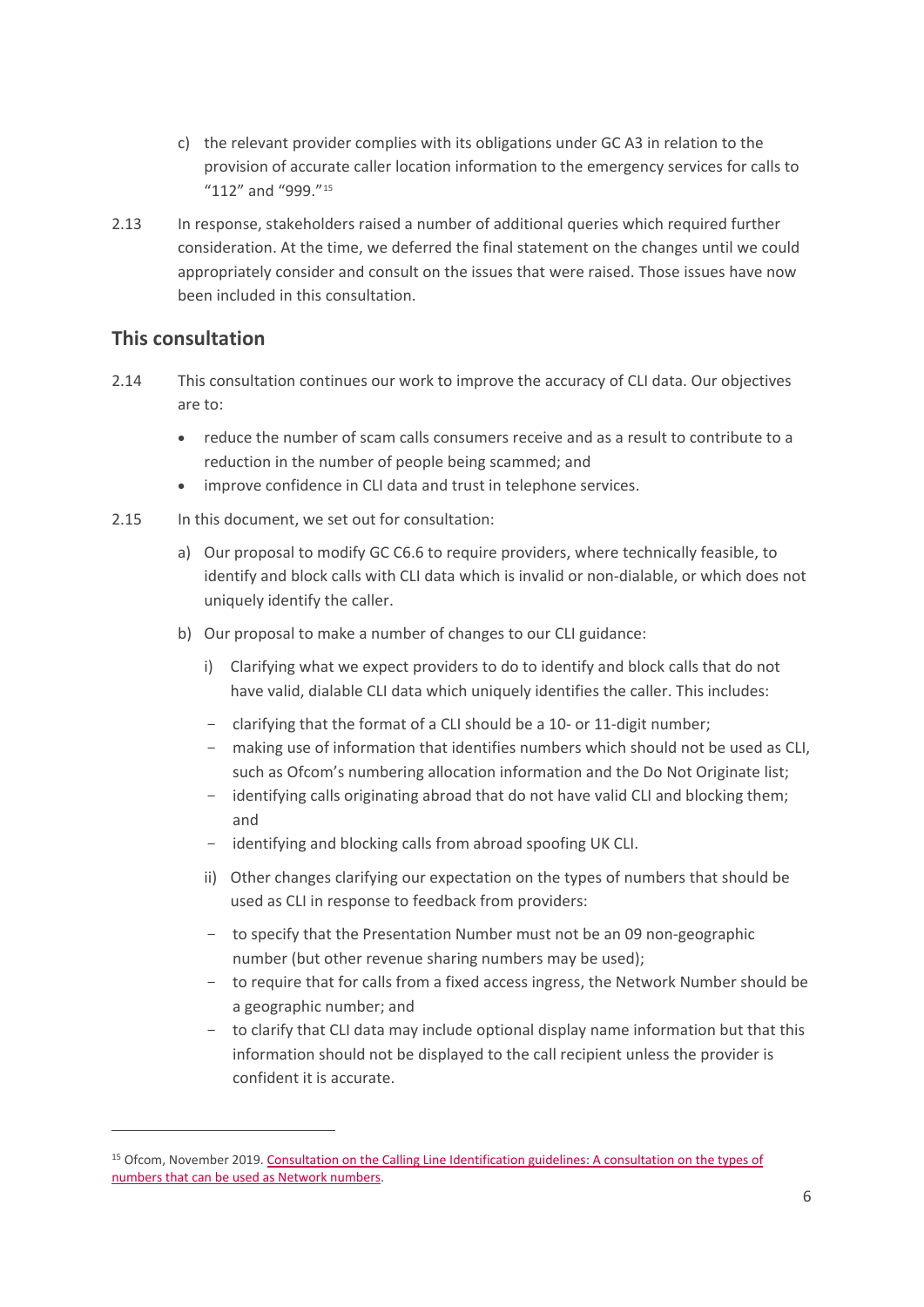c) the relevant provider complies with its obligations under GC A3 in relation to the provision of accurate caller location information to the emergency services for calls to "112" and "999."[15]

2.13 In response, stakeholders raised a number of additional queries which required further consideration. At the time, we deferred the final statement on the changes until we could appropriately consider and consult on the issues that were raised. Those issues have now been included in this consultation.

## This consultation

2.14 This consultation continues our work to improve the accuracy of CLI data. Our objectives are to:

- reduce the number of scam calls consumers receive and as a result to contribute to a reduction in the number of people being scammed; and
- improve confidence in CLI data and trust in telephone services.

2.15 In this document, we set out for consultation:

a) Our proposal to modify GC C6.6 to require providers, where technically feasible, to identify and block calls with CLI data which is invalid or non-dialable, or which does not uniquely identify the caller.

b) Our proposal to make a number of changes to our CLI guidance:

i) Clarifying what we expect providers to do to identify and block calls that do not have valid, dialable CLI data which uniquely identifies the caller. This includes:

- clarifying that the format of a CLI should be a 10- or 11-digit number;
- making use of information that identifies numbers which should not be used as CLI, such as Ofcom's numbering allocation information and the Do Not Originate list;
- identifying calls originating abroad that do not have valid CLI and blocking them; and
- identifying and blocking calls from abroad spoofing UK CLI.

ii) Other changes clarifying our expectation on the types of numbers that should be used as CLI in response to feedback from providers:

- to specify that the Presentation Number must not be an 09 non-geographic number (but other revenue sharing numbers may be used);
- to require that for calls from a fixed access ingress, the Network Number should be a geographic number; and
- to clarify that CLI data may include optional display name information but that this information should not be displayed to the call recipient unless the provider is confident it is accurate.

[15] Ofcom, November 2019. Consultation on the Calling Line Identification guidelines: A consultation on the types of numbers that can be used as Network numbers.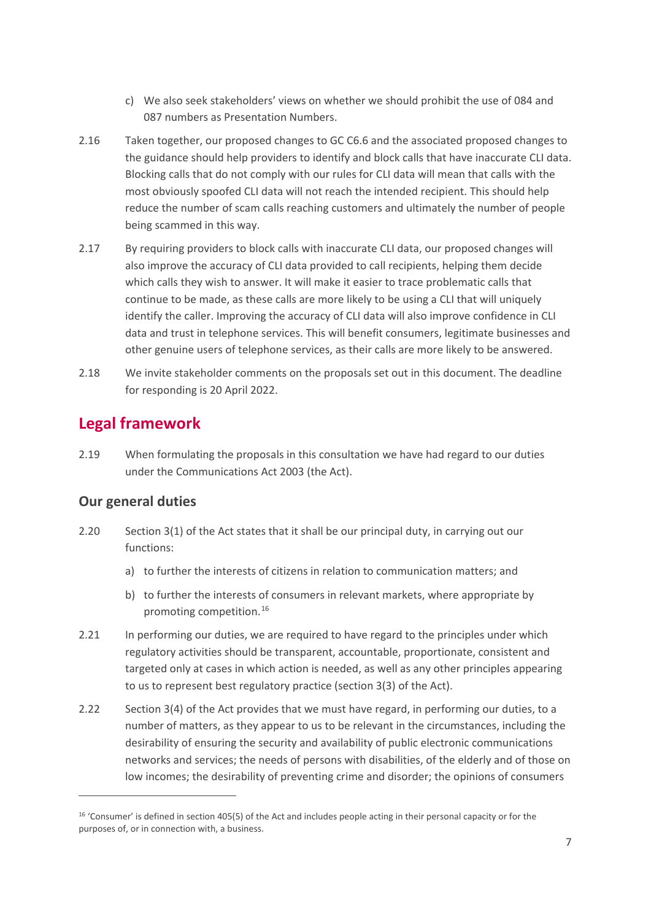c) We also seek stakeholders' views on whether we should prohibit the use of 084 and 087 numbers as Presentation Numbers.

2.16 Taken together, our proposed changes to GC C6.6 and the associated proposed changes to the guidance should help providers to identify and block calls that have inaccurate CLI data. Blocking calls that do not comply with our rules for CLI data will mean that calls with the most obviously spoofed CLI data will not reach the intended recipient. This should help reduce the number of scam calls reaching customers and ultimately the number of people being scammed in this way.

2.17 By requiring providers to block calls with inaccurate CLI data, our proposed changes will also improve the accuracy of CLI data provided to call recipients, helping them decide which calls they wish to answer. It will make it easier to trace problematic calls that continue to be made, as these calls are more likely to be using a CLI that will uniquely identify the caller. Improving the accuracy of CLI data will also improve confidence in CLI data and trust in telephone services. This will benefit consumers, legitimate businesses and other genuine users of telephone services, as their calls are more likely to be answered.

2.18 We invite stakeholder comments on the proposals set out in this document. The deadline for responding is 20 April 2022.

## Legal framework

2.19 When formulating the proposals in this consultation we have had regard to our duties under the Communications Act 2003 (the Act).

### Our general duties

2.20 Section 3(1) of the Act states that it shall be our principal duty, in carrying out our functions:

a) to further the interests of citizens in relation to communication matters; and

b) to further the interests of consumers in relevant markets, where appropriate by promoting competition.[16]

2.21 In performing our duties, we are required to have regard to the principles under which regulatory activities should be transparent, accountable, proportionate, consistent and targeted only at cases in which action is needed, as well as any other principles appearing to us to represent best regulatory practice (section 3(3) of the Act).

2.22 Section 3(4) of the Act provides that we must have regard, in performing our duties, to a number of matters, as they appear to us to be relevant in the circumstances, including the desirability of ensuring the security and availability of public electronic communications networks and services; the needs of persons with disabilities, of the elderly and of those on low incomes; the desirability of preventing crime and disorder; the opinions of consumers

[16] 'Consumer' is defined in section 405(5) of the Act and includes people acting in their personal capacity or for the purposes of, or in connection with, a business.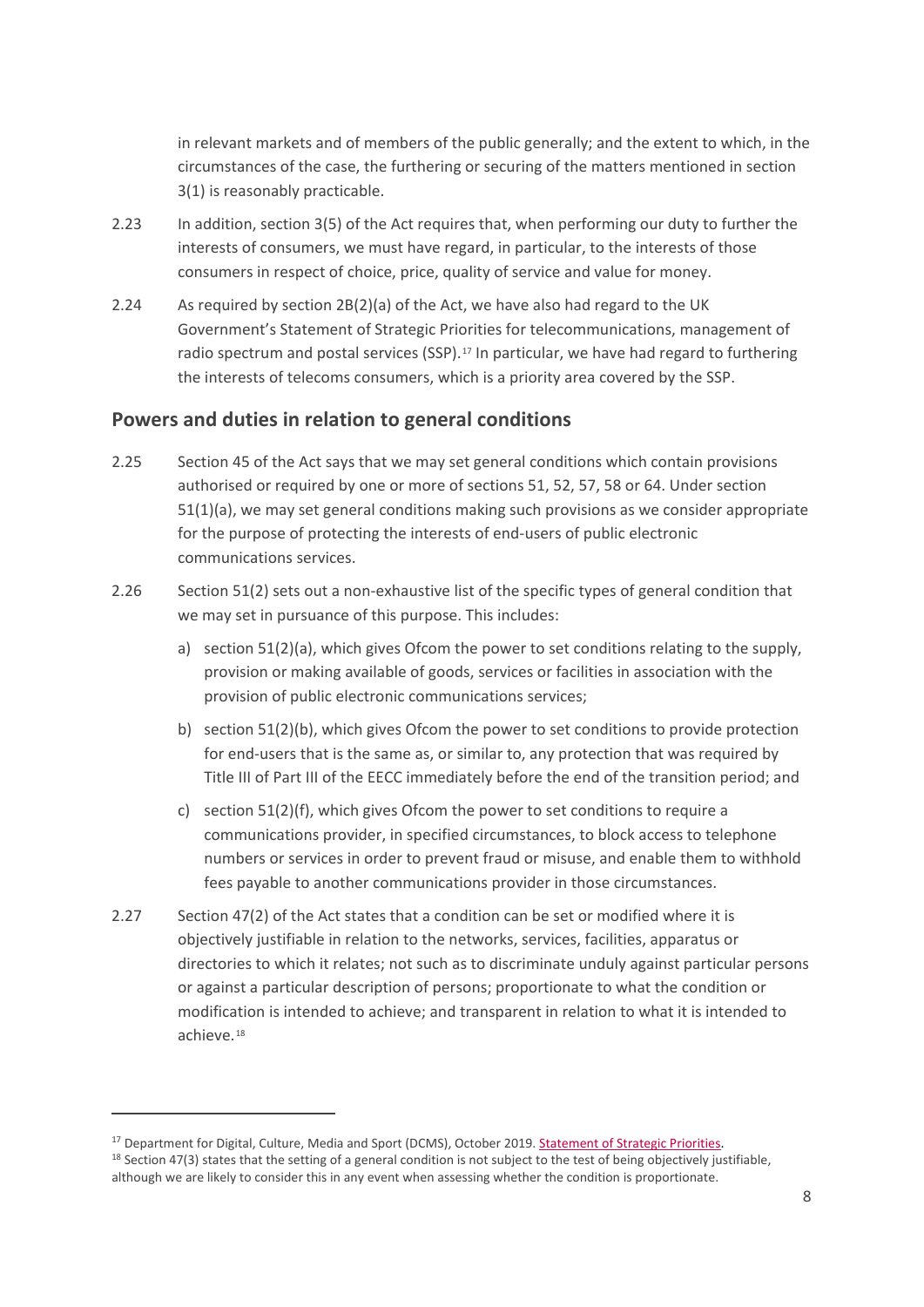in relevant markets and of members of the public generally; and the extent to which, in the circumstances of the case, the furthering or securing of the matters mentioned in section 3(1) is reasonably practicable.

2.23 In addition, section 3(5) of the Act requires that, when performing our duty to further the interests of consumers, we must have regard, in particular, to the interests of those consumers in respect of choice, price, quality of service and value for money.

2.24 As required by section 2B(2)(a) of the Act, we have also had regard to the UK Government's Statement of Strategic Priorities for telecommunications, management of radio spectrum and postal services (SSP).[17] In particular, we have had regard to furthering the interests of telecoms consumers, which is a priority area covered by the SSP.

## Powers and duties in relation to general conditions

2.25 Section 45 of the Act says that we may set general conditions which contain provisions authorised or required by one or more of sections 51, 52, 57, 58 or 64. Under section 51(1)(a), we may set general conditions making such provisions as we consider appropriate for the purpose of protecting the interests of end-users of public electronic communications services.

2.26 Section 51(2) sets out a non-exhaustive list of the specific types of general condition that we may set in pursuance of this purpose. This includes:

a) section 51(2)(a), which gives Ofcom the power to set conditions relating to the supply, provision or making available of goods, services or facilities in association with the provision of public electronic communications services;

b) section 51(2)(b), which gives Ofcom the power to set conditions to provide protection for end-users that is the same as, or similar to, any protection that was required by Title III of Part III of the EECC immediately before the end of the transition period; and

c) section 51(2)(f), which gives Ofcom the power to set conditions to require a communications provider, in specified circumstances, to block access to telephone numbers or services in order to prevent fraud or misuse, and enable them to withhold fees payable to another communications provider in those circumstances.

2.27 Section 47(2) of the Act states that a condition can be set or modified where it is objectively justifiable in relation to the networks, services, facilities, apparatus or directories to which it relates; not such as to discriminate unduly against particular persons or against a particular description of persons; proportionate to what the condition or modification is intended to achieve; and transparent in relation to what it is intended to achieve.[18]

---

[17] Department for Digital, Culture, Media and Sport (DCMS), October 2019. Statement of Strategic Priorities.

[18] Section 47(3) states that the setting of a general condition is not subject to the test of being objectively justifiable, although we are likely to consider this in any event when assessing whether the condition is proportionate.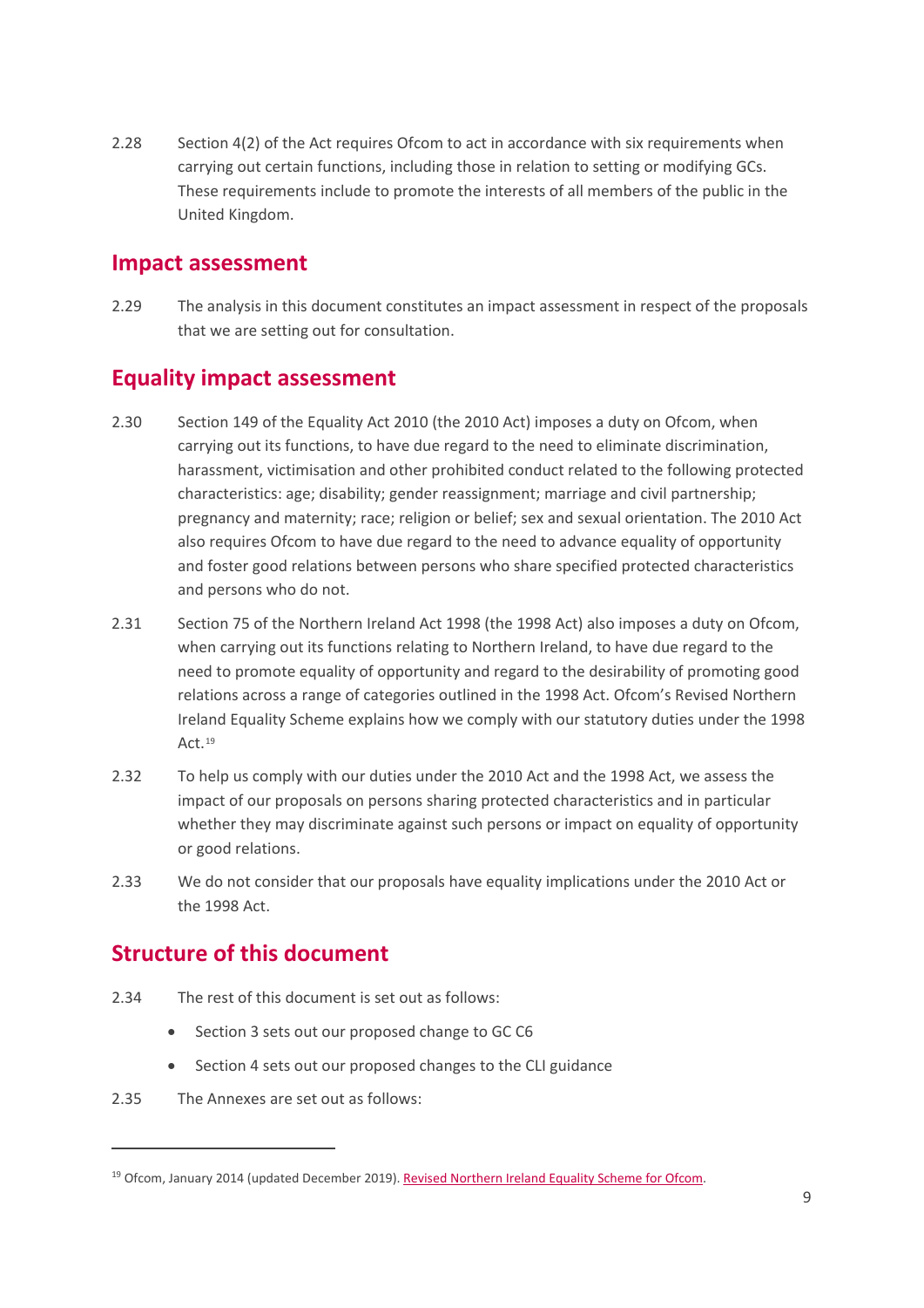2.28 Section 4(2) of the Act requires Ofcom to act in accordance with six requirements when carrying out certain functions, including those in relation to setting or modifying GCs. These requirements include to promote the interests of all members of the public in the United Kingdom.

## Impact assessment

2.29 The analysis in this document constitutes an impact assessment in respect of the proposals that we are setting out for consultation.

## Equality impact assessment

2.30 Section 149 of the Equality Act 2010 (the 2010 Act) imposes a duty on Ofcom, when carrying out its functions, to have due regard to the need to eliminate discrimination, harassment, victimisation and other prohibited conduct related to the following protected characteristics: age; disability; gender reassignment; marriage and civil partnership; pregnancy and maternity; race; religion or belief; sex and sexual orientation. The 2010 Act also requires Ofcom to have due regard to the need to advance equality of opportunity and foster good relations between persons who share specified protected characteristics and persons who do not.

2.31 Section 75 of the Northern Ireland Act 1998 (the 1998 Act) also imposes a duty on Ofcom, when carrying out its functions relating to Northern Ireland, to have due regard to the need to promote equality of opportunity and regard to the desirability of promoting good relations across a range of categories outlined in the 1998 Act. Ofcom's Revised Northern Ireland Equality Scheme explains how we comply with our statutory duties under the 1998 Act.[19]

2.32 To help us comply with our duties under the 2010 Act and the 1998 Act, we assess the impact of our proposals on persons sharing protected characteristics and in particular whether they may discriminate against such persons or impact on equality of opportunity or good relations.

2.33 We do not consider that our proposals have equality implications under the 2010 Act or the 1998 Act.

## Structure of this document

2.34 The rest of this document is set out as follows:

- Section 3 sets out our proposed change to GC C6
- Section 4 sets out our proposed changes to the CLI guidance

2.35 The Annexes are set out as follows:

---

[19] Ofcom, January 2014 (updated December 2019). Revised Northern Ireland Equality Scheme for Ofcom.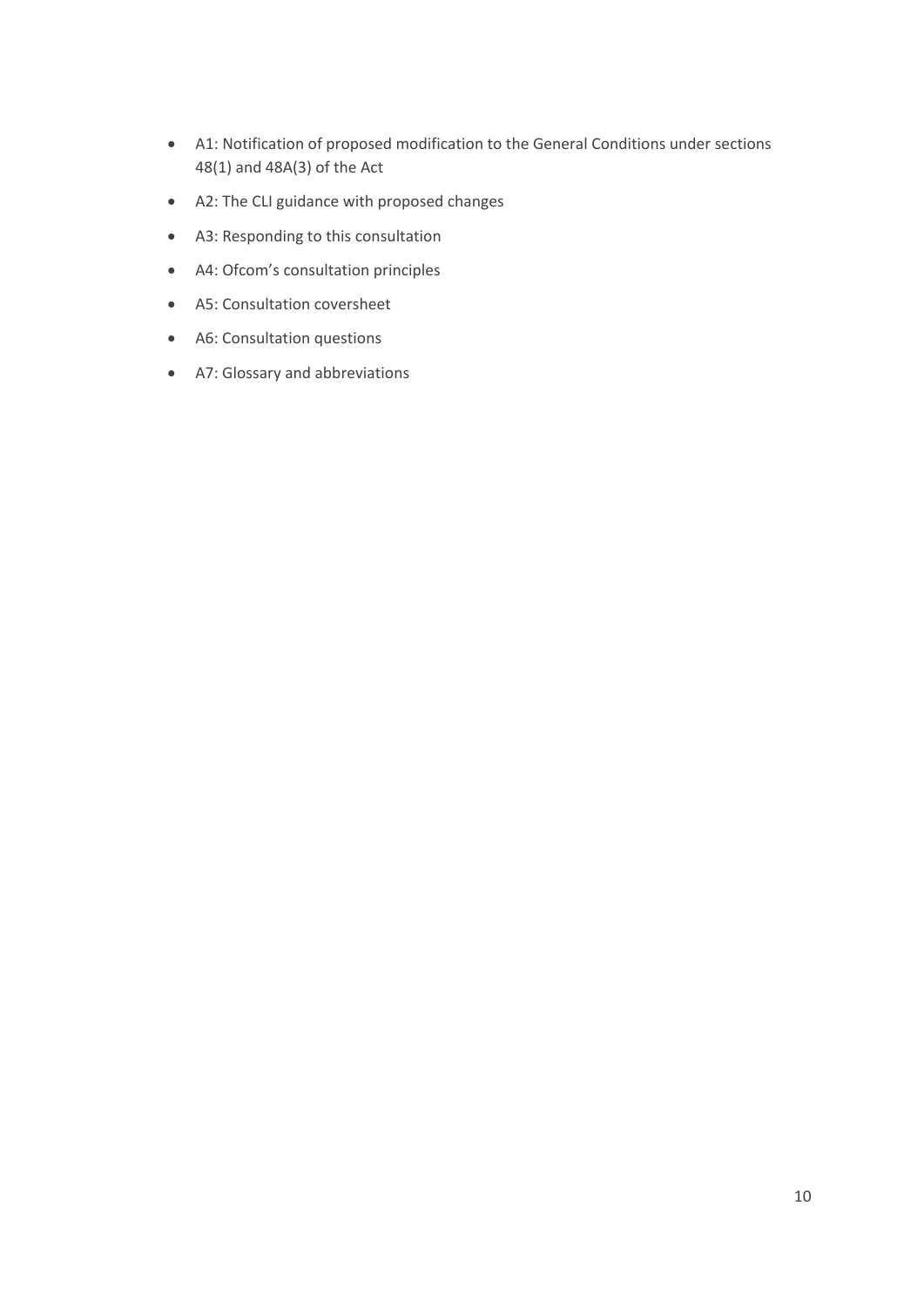- A1: Notification of proposed modification to the General Conditions under sections 48(1) and 48A(3) of the Act
- A2: The CLI guidance with proposed changes
- A3: Responding to this consultation
- A4: Ofcom's consultation principles
- A5: Consultation coversheet
- A6: Consultation questions
- A7: Glossary and abbreviations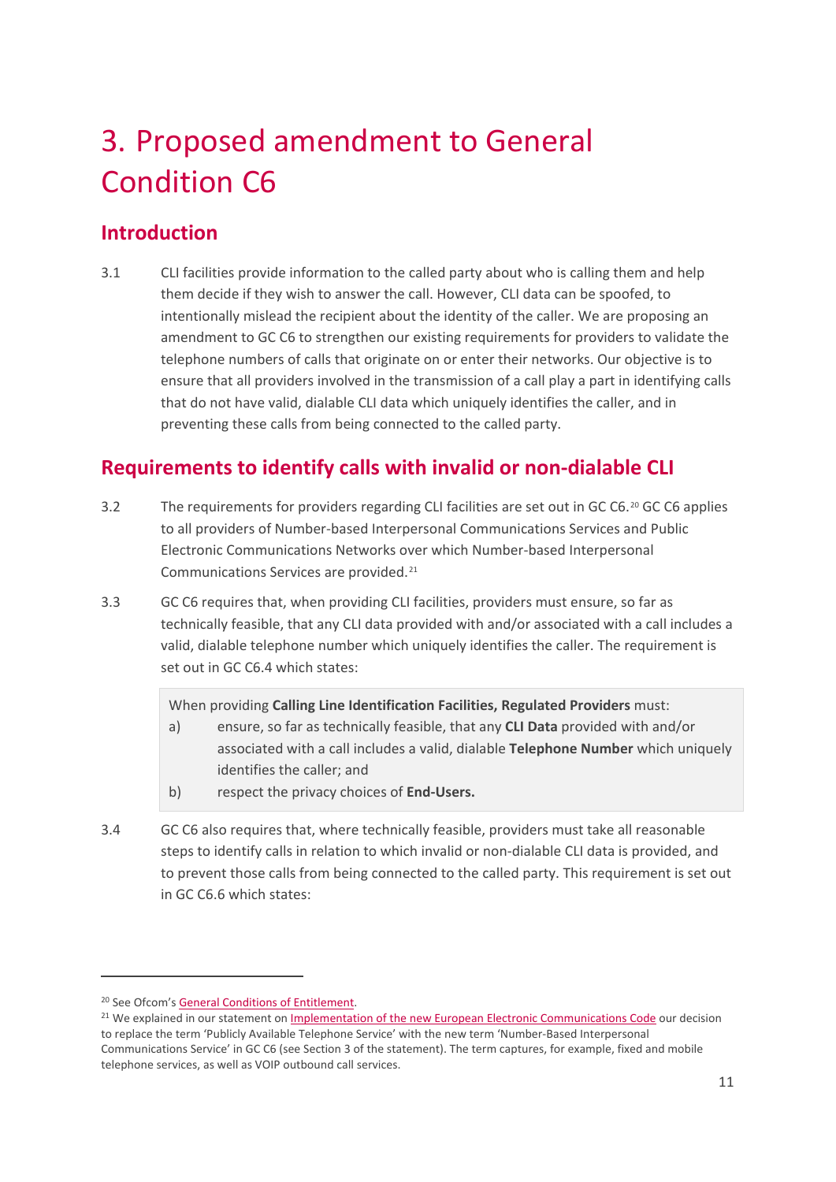# 3. Proposed amendment to General Condition C6

## Introduction

3.1 CLI facilities provide information to the called party about who is calling them and help them decide if they wish to answer the call. However, CLI data can be spoofed, to intentionally mislead the recipient about the identity of the caller. We are proposing an amendment to GC C6 to strengthen our existing requirements for providers to validate the telephone numbers of calls that originate on or enter their networks. Our objective is to ensure that all providers involved in the transmission of a call play a part in identifying calls that do not have valid, dialable CLI data which uniquely identifies the caller, and in preventing these calls from being connected to the called party.

## Requirements to identify calls with invalid or non-dialable CLI

3.2 The requirements for providers regarding CLI facilities are set out in GC C6.[20] GC C6 applies to all providers of Number-based Interpersonal Communications Services and Public Electronic Communications Networks over which Number-based Interpersonal Communications Services are provided.[21]

3.3 GC C6 requires that, when providing CLI facilities, providers must ensure, so far as technically feasible, that any CLI data provided with and/or associated with a call includes a valid, dialable telephone number which uniquely identifies the caller. The requirement is set out in GC C6.4 which states:

> When providing **Calling Line Identification Facilities, Regulated Providers** must:
>
> a) ensure, so far as technically feasible, that any **CLI Data** provided with and/or associated with a call includes a valid, dialable **Telephone Number** which uniquely identifies the caller; and
>
> b) respect the privacy choices of **End-Users.**

3.4 GC C6 also requires that, where technically feasible, providers must take all reasonable steps to identify calls in relation to which invalid or non-dialable CLI data is provided, and to prevent those calls from being connected to the called party. This requirement is set out in GC C6.6 which states:

---

[20] See Ofcom's General Conditions of Entitlement.

[21] We explained in our statement on Implementation of the new European Electronic Communications Code our decision to replace the term 'Publicly Available Telephone Service' with the new term 'Number-Based Interpersonal Communications Service' in GC C6 (see Section 3 of the statement). The term captures, for example, fixed and mobile telephone services, as well as VOIP outbound call services.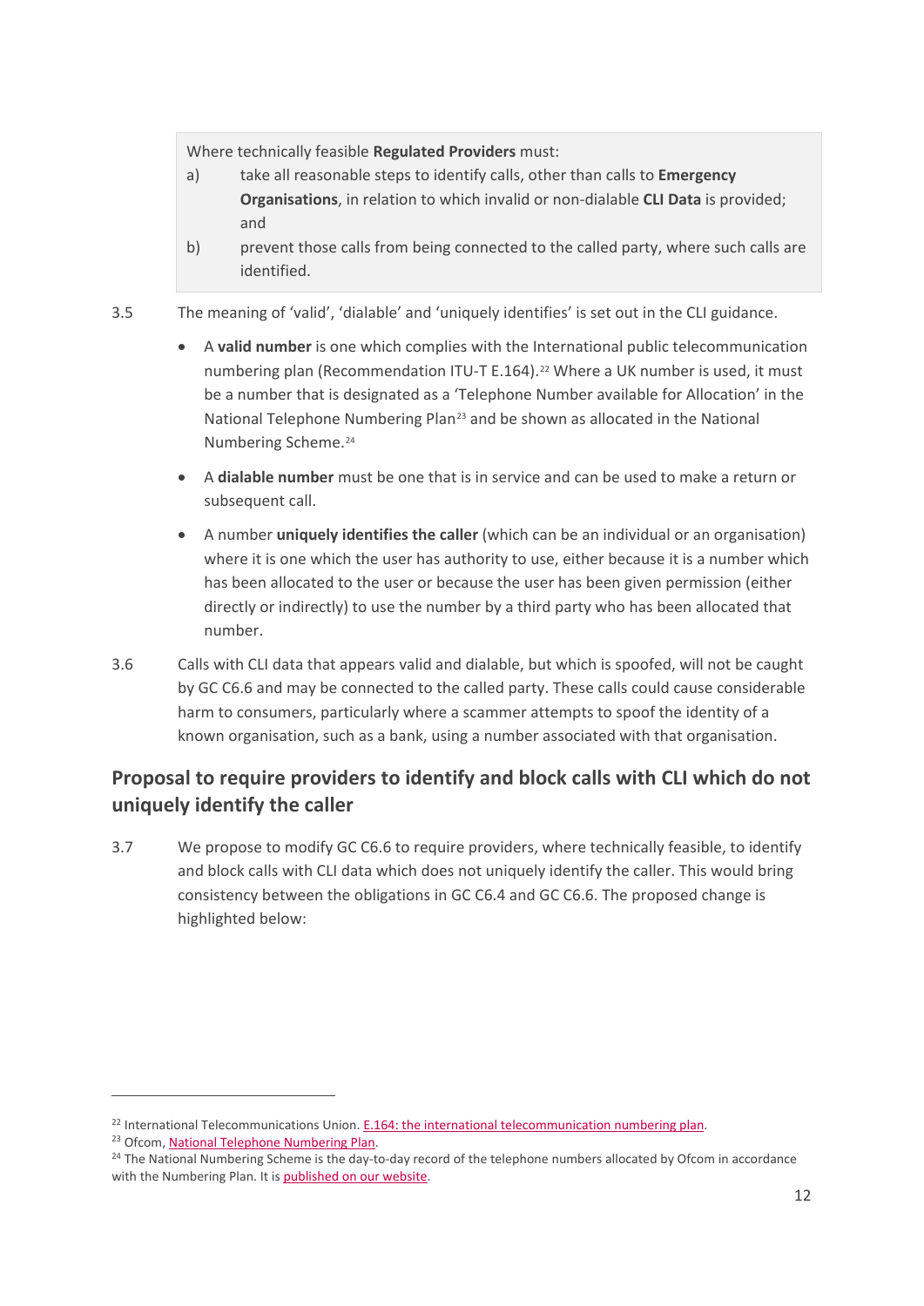> Where technically feasible **Regulated Providers** must:
>
> a) take all reasonable steps to identify calls, other than calls to **Emergency Organisations**, in relation to which invalid or non-dialable **CLI Data** is provided; and
>
> b) prevent those calls from being connected to the called party, where such calls are identified.

3.5 The meaning of 'valid', 'dialable' and 'uniquely identifies' is set out in the CLI guidance.

- A **valid number** is one which complies with the International public telecommunication numbering plan (Recommendation ITU-T E.164).[22] Where a UK number is used, it must be a number that is designated as a 'Telephone Number available for Allocation' in the National Telephone Numbering Plan[23] and be shown as allocated in the National Numbering Scheme.[24]
- A **dialable number** must be one that is in service and can be used to make a return or subsequent call.
- A number **uniquely identifies the caller** (which can be an individual or an organisation) where it is one which the user has authority to use, either because it is a number which has been allocated to the user or because the user has been given permission (either directly or indirectly) to use the number by a third party who has been allocated that number.

3.6 Calls with CLI data that appears valid and dialable, but which is spoofed, will not be caught by GC C6.6 and may be connected to the called party. These calls could cause considerable harm to consumers, particularly where a scammer attempts to spoof the identity of a known organisation, such as a bank, using a number associated with that organisation.

## Proposal to require providers to identify and block calls with CLI which do not uniquely identify the caller

3.7 We propose to modify GC C6.6 to require providers, where technically feasible, to identify and block calls with CLI data which does not uniquely identify the caller. This would bring consistency between the obligations in GC C6.4 and GC C6.6. The proposed change is highlighted below:

---

[22] International Telecommunications Union. E.164: the international telecommunication numbering plan.

[23] Ofcom, National Telephone Numbering Plan.

[24] The National Numbering Scheme is the day-to-day record of the telephone numbers allocated by Ofcom in accordance with the Numbering Plan. It is published on our website.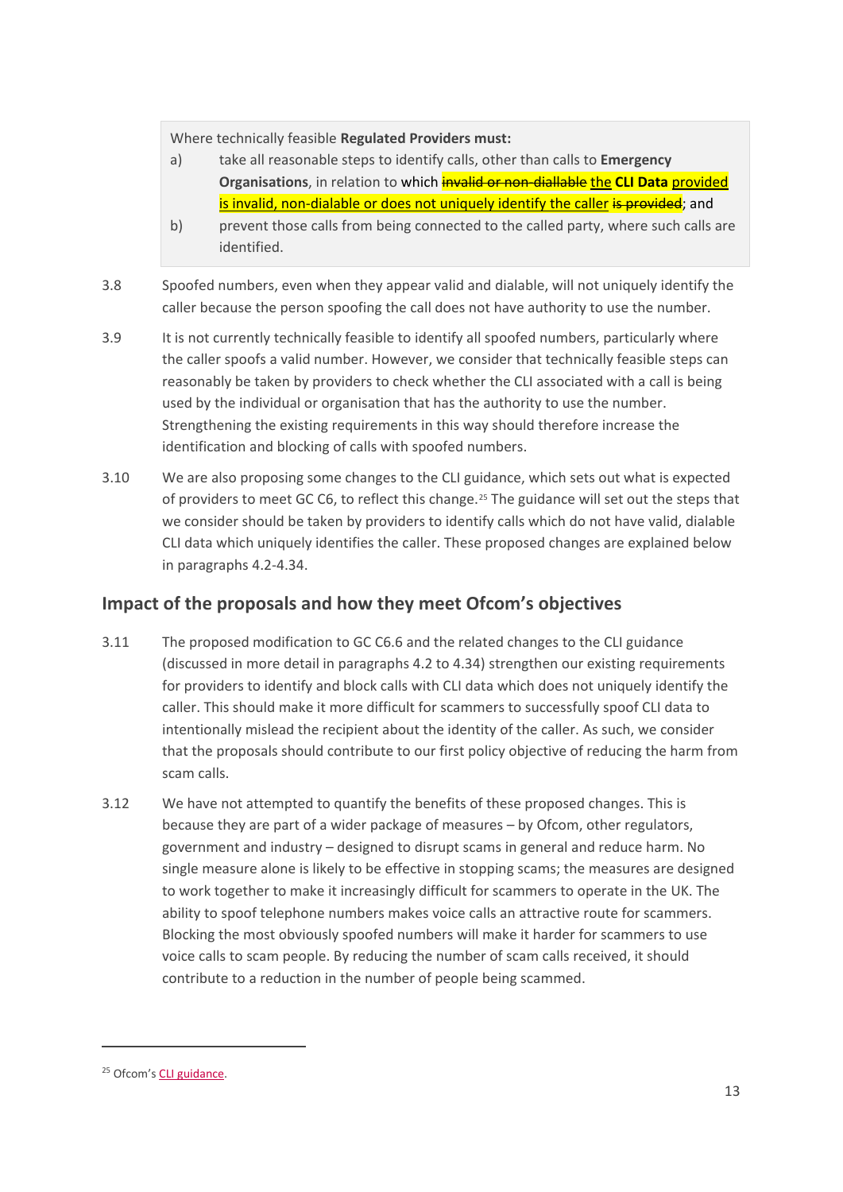> Where technically feasible **Regulated Providers must:**
>
> a) take all reasonable steps to identify calls, other than calls to **Emergency Organisations**, in relation to which ~~invalid or non-diallable~~ the **CLI Data** provided is invalid, non-dialable or does not uniquely identify the caller ~~is provided~~; and
>
> b) prevent those calls from being connected to the called party, where such calls are identified.

3.8 Spoofed numbers, even when they appear valid and dialable, will not uniquely identify the caller because the person spoofing the call does not have authority to use the number.

3.9 It is not currently technically feasible to identify all spoofed numbers, particularly where the caller spoofs a valid number. However, we consider that technically feasible steps can reasonably be taken by providers to check whether the CLI associated with a call is being used by the individual or organisation that has the authority to use the number. Strengthening the existing requirements in this way should therefore increase the identification and blocking of calls with spoofed numbers.

3.10 We are also proposing some changes to the CLI guidance, which sets out what is expected of providers to meet GC C6, to reflect this change.[25] The guidance will set out the steps that we consider should be taken by providers to identify calls which do not have valid, dialable CLI data which uniquely identifies the caller. These proposed changes are explained below in paragraphs 4.2-4.34.

## Impact of the proposals and how they meet Ofcom's objectives

3.11 The proposed modification to GC C6.6 and the related changes to the CLI guidance (discussed in more detail in paragraphs 4.2 to 4.34) strengthen our existing requirements for providers to identify and block calls with CLI data which does not uniquely identify the caller. This should make it more difficult for scammers to successfully spoof CLI data to intentionally mislead the recipient about the identity of the caller. As such, we consider that the proposals should contribute to our first policy objective of reducing the harm from scam calls.

3.12 We have not attempted to quantify the benefits of these proposed changes. This is because they are part of a wider package of measures – by Ofcom, other regulators, government and industry – designed to disrupt scams in general and reduce harm. No single measure alone is likely to be effective in stopping scams; the measures are designed to work together to make it increasingly difficult for scammers to operate in the UK. The ability to spoof telephone numbers makes voice calls an attractive route for scammers. Blocking the most obviously spoofed numbers will make it harder for scammers to use voice calls to scam people. By reducing the number of scam calls received, it should contribute to a reduction in the number of people being scammed.

---

[25] Ofcom's CLI guidance.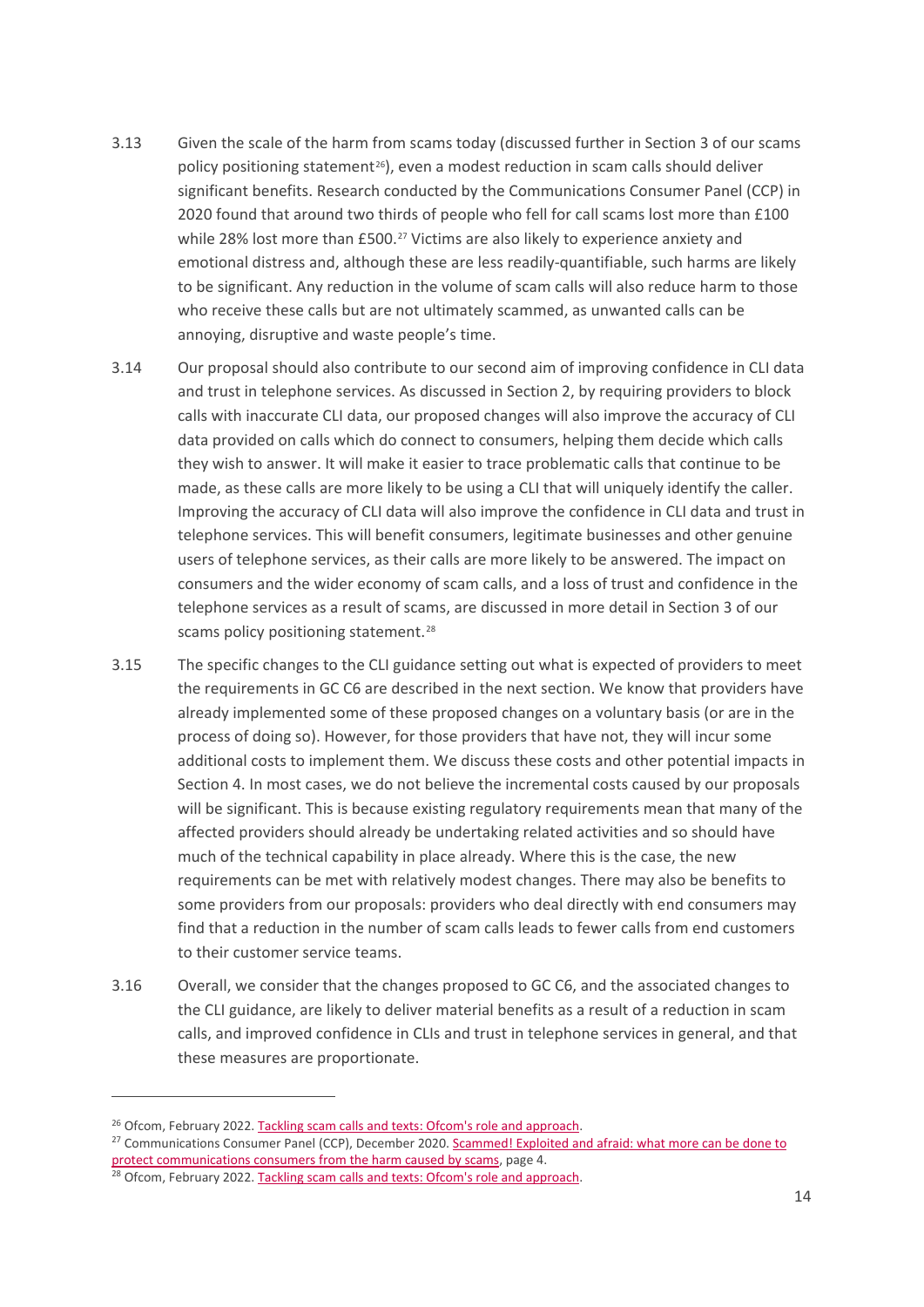3.13 Given the scale of the harm from scams today (discussed further in Section 3 of our scams policy positioning statement[26]), even a modest reduction in scam calls should deliver significant benefits. Research conducted by the Communications Consumer Panel (CCP) in 2020 found that around two thirds of people who fell for call scams lost more than £100 while 28% lost more than £500.[27] Victims are also likely to experience anxiety and emotional distress and, although these are less readily-quantifiable, such harms are likely to be significant. Any reduction in the volume of scam calls will also reduce harm to those who receive these calls but are not ultimately scammed, as unwanted calls can be annoying, disruptive and waste people's time.

3.14 Our proposal should also contribute to our second aim of improving confidence in CLI data and trust in telephone services. As discussed in Section 2, by requiring providers to block calls with inaccurate CLI data, our proposed changes will also improve the accuracy of CLI data provided on calls which do connect to consumers, helping them decide which calls they wish to answer. It will make it easier to trace problematic calls that continue to be made, as these calls are more likely to be using a CLI that will uniquely identify the caller. Improving the accuracy of CLI data will also improve the confidence in CLI data and trust in telephone services. This will benefit consumers, legitimate businesses and other genuine users of telephone services, as their calls are more likely to be answered. The impact on consumers and the wider economy of scam calls, and a loss of trust and confidence in the telephone services as a result of scams, are discussed in more detail in Section 3 of our scams policy positioning statement.[28]

3.15 The specific changes to the CLI guidance setting out what is expected of providers to meet the requirements in GC C6 are described in the next section. We know that providers have already implemented some of these proposed changes on a voluntary basis (or are in the process of doing so). However, for those providers that have not, they will incur some additional costs to implement them. We discuss these costs and other potential impacts in Section 4. In most cases, we do not believe the incremental costs caused by our proposals will be significant. This is because existing regulatory requirements mean that many of the affected providers should already be undertaking related activities and so should have much of the technical capability in place already. Where this is the case, the new requirements can be met with relatively modest changes. There may also be benefits to some providers from our proposals: providers who deal directly with end consumers may find that a reduction in the number of scam calls leads to fewer calls from end customers to their customer service teams.

3.16 Overall, we consider that the changes proposed to GC C6, and the associated changes to the CLI guidance, are likely to deliver material benefits as a result of a reduction in scam calls, and improved confidence in CLIs and trust in telephone services in general, and that these measures are proportionate.

---

[26] Ofcom, February 2022. Tackling scam calls and texts: Ofcom's role and approach.

[27] Communications Consumer Panel (CCP), December 2020. Scammed! Exploited and afraid: what more can be done to protect communications consumers from the harm caused by scams, page 4.

[28] Ofcom, February 2022. Tackling scam calls and texts: Ofcom's role and approach.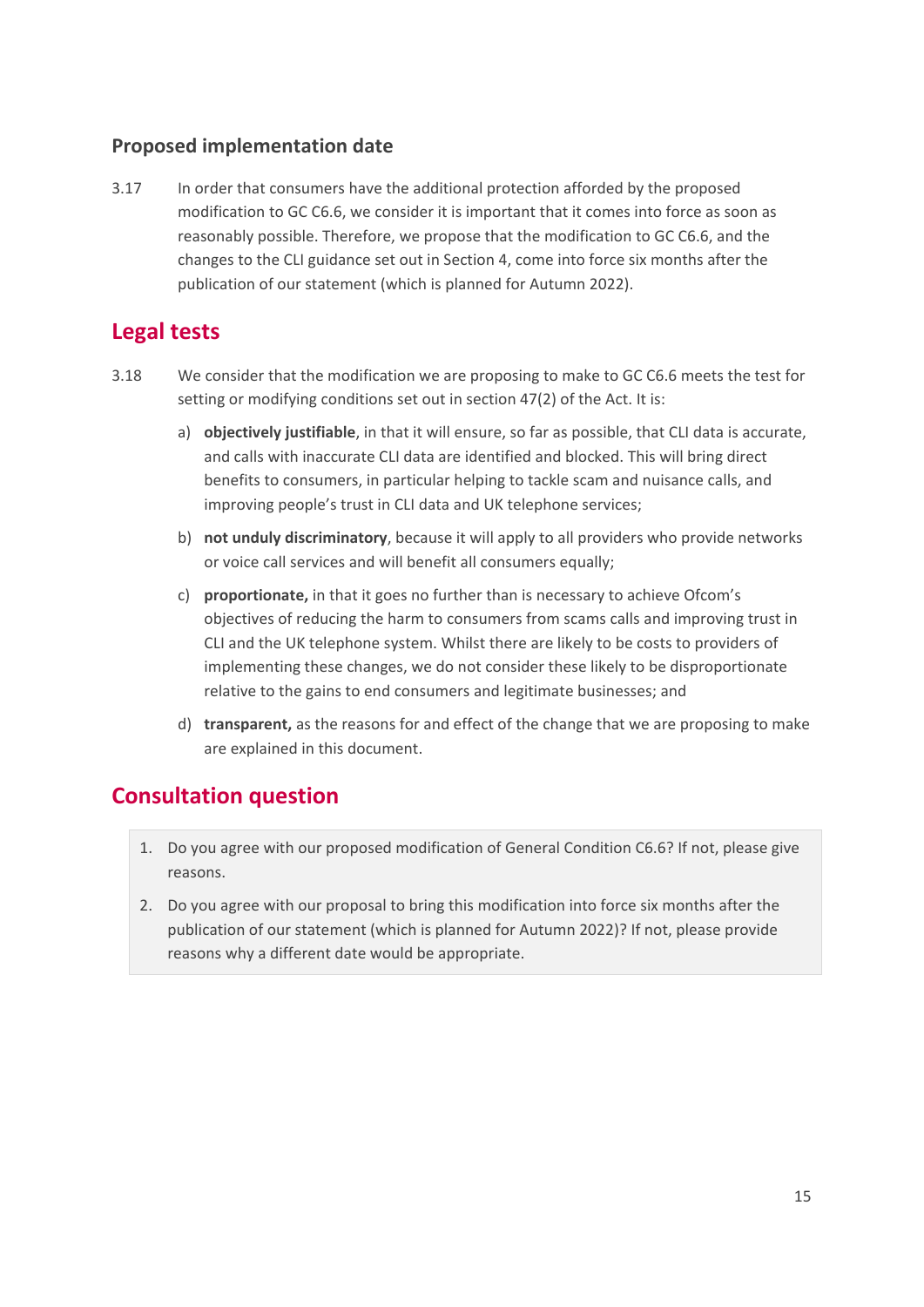### Proposed implementation date

3.17 In order that consumers have the additional protection afforded by the proposed modification to GC C6.6, we consider it is important that it comes into force as soon as reasonably possible. Therefore, we propose that the modification to GC C6.6, and the changes to the CLI guidance set out in Section 4, come into force six months after the publication of our statement (which is planned for Autumn 2022).

## Legal tests

3.18 We consider that the modification we are proposing to make to GC C6.6 meets the test for setting or modifying conditions set out in section 47(2) of the Act. It is:

a) **objectively justifiable**, in that it will ensure, so far as possible, that CLI data is accurate, and calls with inaccurate CLI data are identified and blocked. This will bring direct benefits to consumers, in particular helping to tackle scam and nuisance calls, and improving people's trust in CLI data and UK telephone services;

b) **not unduly discriminatory**, because it will apply to all providers who provide networks or voice call services and will benefit all consumers equally;

c) **proportionate,** in that it goes no further than is necessary to achieve Ofcom's objectives of reducing the harm to consumers from scams calls and improving trust in CLI and the UK telephone system. Whilst there are likely to be costs to providers of implementing these changes, we do not consider these likely to be disproportionate relative to the gains to end consumers and legitimate businesses; and

d) **transparent,** as the reasons for and effect of the change that we are proposing to make are explained in this document.

## Consultation question

1. Do you agree with our proposed modification of General Condition C6.6? If not, please give reasons.
2. Do you agree with our proposal to bring this modification into force six months after the publication of our statement (which is planned for Autumn 2022)? If not, please provide reasons why a different date would be appropriate.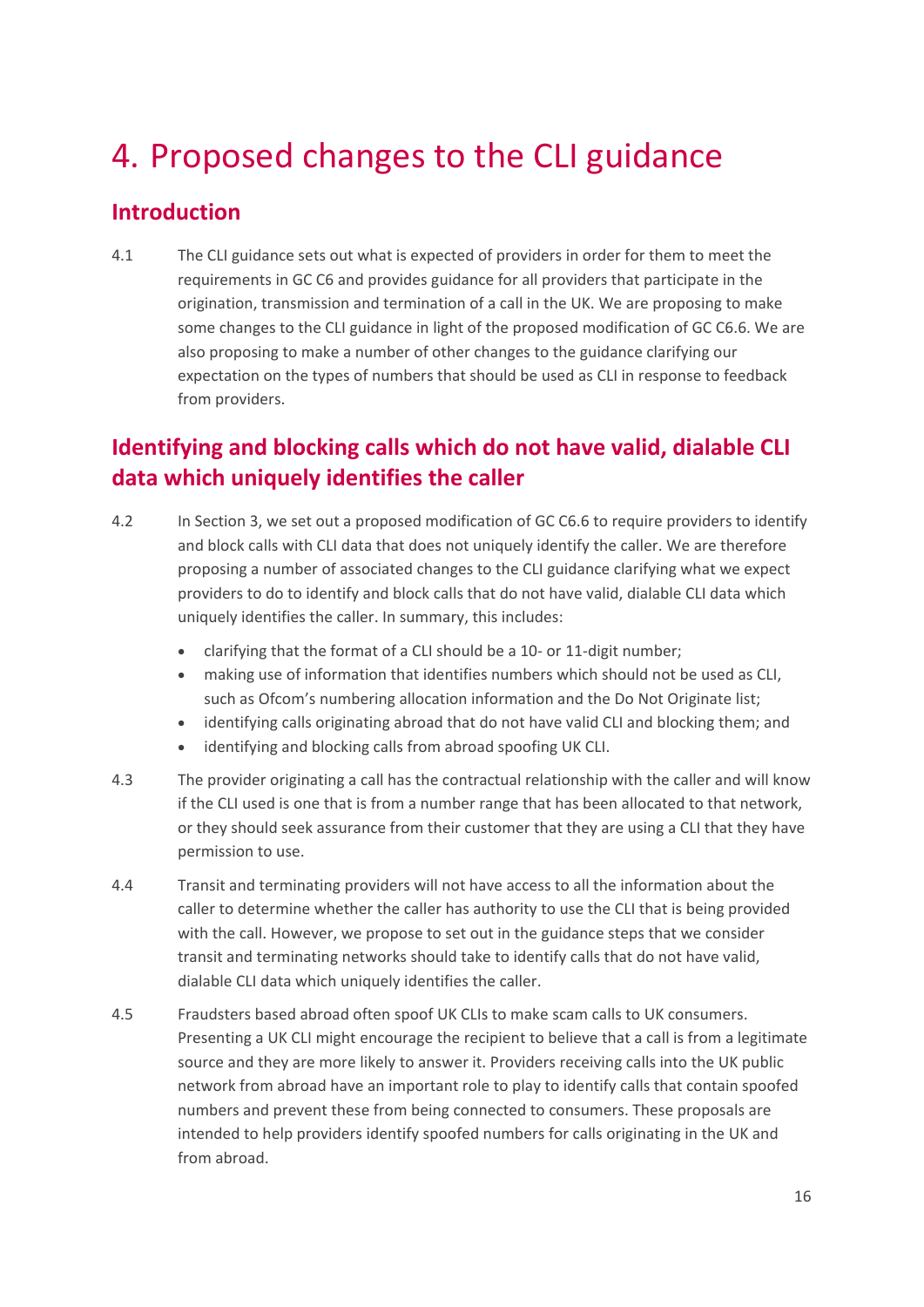# 4. Proposed changes to the CLI guidance

## Introduction

4.1 The CLI guidance sets out what is expected of providers in order for them to meet the requirements in GC C6 and provides guidance for all providers that participate in the origination, transmission and termination of a call in the UK. We are proposing to make some changes to the CLI guidance in light of the proposed modification of GC C6.6. We are also proposing to make a number of other changes to the guidance clarifying our expectation on the types of numbers that should be used as CLI in response to feedback from providers.

## Identifying and blocking calls which do not have valid, dialable CLI data which uniquely identifies the caller

4.2 In Section 3, we set out a proposed modification of GC C6.6 to require providers to identify and block calls with CLI data that does not uniquely identify the caller. We are therefore proposing a number of associated changes to the CLI guidance clarifying what we expect providers to do to identify and block calls that do not have valid, dialable CLI data which uniquely identifies the caller. In summary, this includes:

- clarifying that the format of a CLI should be a 10- or 11-digit number;
- making use of information that identifies numbers which should not be used as CLI, such as Ofcom's numbering allocation information and the Do Not Originate list;
- identifying calls originating abroad that do not have valid CLI and blocking them; and
- identifying and blocking calls from abroad spoofing UK CLI.

4.3 The provider originating a call has the contractual relationship with the caller and will know if the CLI used is one that is from a number range that has been allocated to that network, or they should seek assurance from their customer that they are using a CLI that they have permission to use.

4.4 Transit and terminating providers will not have access to all the information about the caller to determine whether the caller has authority to use the CLI that is being provided with the call. However, we propose to set out in the guidance steps that we consider transit and terminating networks should take to identify calls that do not have valid, dialable CLI data which uniquely identifies the caller.

4.5 Fraudsters based abroad often spoof UK CLIs to make scam calls to UK consumers. Presenting a UK CLI might encourage the recipient to believe that a call is from a legitimate source and they are more likely to answer it. Providers receiving calls into the UK public network from abroad have an important role to play to identify calls that contain spoofed numbers and prevent these from being connected to consumers. These proposals are intended to help providers identify spoofed numbers for calls originating in the UK and from abroad.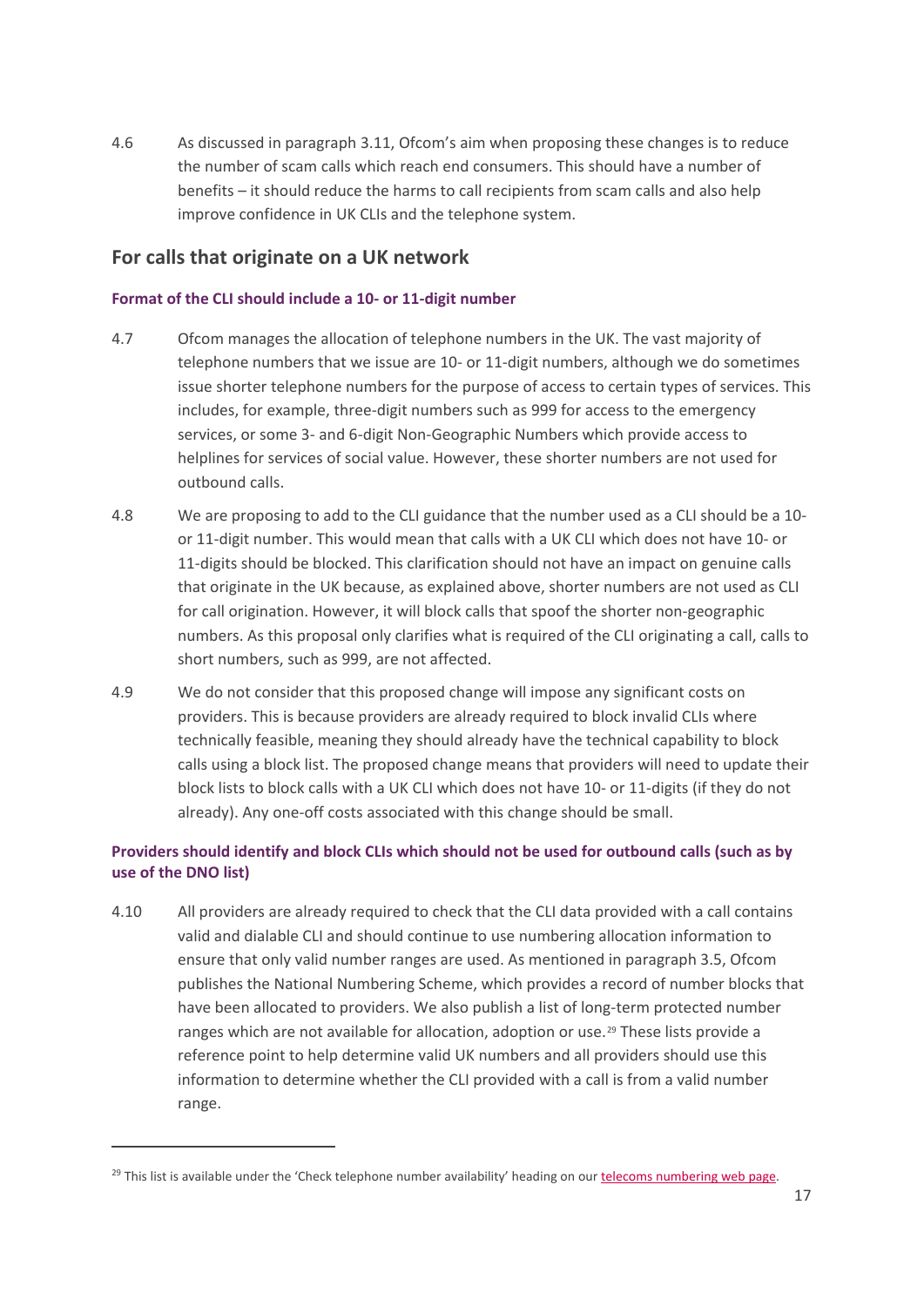4.6 As discussed in paragraph 3.11, Ofcom's aim when proposing these changes is to reduce the number of scam calls which reach end consumers. This should have a number of benefits – it should reduce the harms to call recipients from scam calls and also help improve confidence in UK CLIs and the telephone system.

## For calls that originate on a UK network

### Format of the CLI should include a 10- or 11-digit number

4.7 Ofcom manages the allocation of telephone numbers in the UK. The vast majority of telephone numbers that we issue are 10- or 11-digit numbers, although we do sometimes issue shorter telephone numbers for the purpose of access to certain types of services. This includes, for example, three-digit numbers such as 999 for access to the emergency services, or some 3- and 6-digit Non-Geographic Numbers which provide access to helplines for services of social value. However, these shorter numbers are not used for outbound calls.

4.8 We are proposing to add to the CLI guidance that the number used as a CLI should be a 10- or 11-digit number. This would mean that calls with a UK CLI which does not have 10- or 11-digits should be blocked. This clarification should not have an impact on genuine calls that originate in the UK because, as explained above, shorter numbers are not used as CLI for call origination. However, it will block calls that spoof the shorter non-geographic numbers. As this proposal only clarifies what is required of the CLI originating a call, calls to short numbers, such as 999, are not affected.

4.9 We do not consider that this proposed change will impose any significant costs on providers. This is because providers are already required to block invalid CLIs where technically feasible, meaning they should already have the technical capability to block calls using a block list. The proposed change means that providers will need to update their block lists to block calls with a UK CLI which does not have 10- or 11-digits (if they do not already). Any one-off costs associated with this change should be small.

### Providers should identify and block CLIs which should not be used for outbound calls (such as by use of the DNO list)

4.10 All providers are already required to check that the CLI data provided with a call contains valid and dialable CLI and should continue to use numbering allocation information to ensure that only valid number ranges are used. As mentioned in paragraph 3.5, Ofcom publishes the National Numbering Scheme, which provides a record of number blocks that have been allocated to providers. We also publish a list of long-term protected number ranges which are not available for allocation, adoption or use.[29] These lists provide a reference point to help determine valid UK numbers and all providers should use this information to determine whether the CLI provided with a call is from a valid number range.

[29] This list is available under the 'Check telephone number availability' heading on our telecoms numbering web page.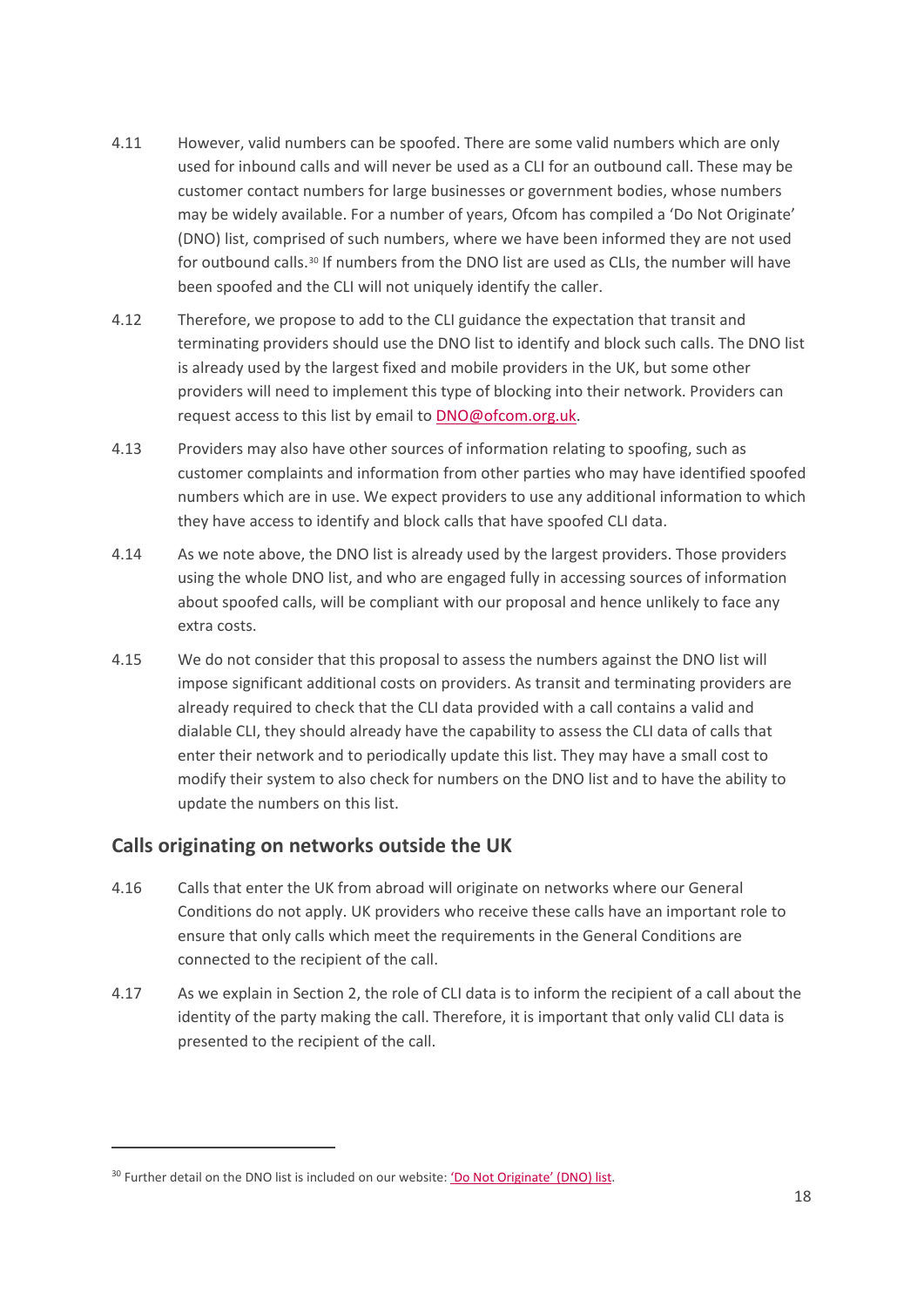4.11 However, valid numbers can be spoofed. There are some valid numbers which are only used for inbound calls and will never be used as a CLI for an outbound call. These may be customer contact numbers for large businesses or government bodies, whose numbers may be widely available. For a number of years, Ofcom has compiled a 'Do Not Originate' (DNO) list, comprised of such numbers, where we have been informed they are not used for outbound calls.[30] If numbers from the DNO list are used as CLIs, the number will have been spoofed and the CLI will not uniquely identify the caller.

4.12 Therefore, we propose to add to the CLI guidance the expectation that transit and terminating providers should use the DNO list to identify and block such calls. The DNO list is already used by the largest fixed and mobile providers in the UK, but some other providers will need to implement this type of blocking into their network. Providers can request access to this list by email to DNO@ofcom.org.uk.

4.13 Providers may also have other sources of information relating to spoofing, such as customer complaints and information from other parties who may have identified spoofed numbers which are in use. We expect providers to use any additional information to which they have access to identify and block calls that have spoofed CLI data.

4.14 As we note above, the DNO list is already used by the largest providers. Those providers using the whole DNO list, and who are engaged fully in accessing sources of information about spoofed calls, will be compliant with our proposal and hence unlikely to face any extra costs.

4.15 We do not consider that this proposal to assess the numbers against the DNO list will impose significant additional costs on providers. As transit and terminating providers are already required to check that the CLI data provided with a call contains a valid and dialable CLI, they should already have the capability to assess the CLI data of calls that enter their network and to periodically update this list. They may have a small cost to modify their system to also check for numbers on the DNO list and to have the ability to update the numbers on this list.

## Calls originating on networks outside the UK

4.16 Calls that enter the UK from abroad will originate on networks where our General Conditions do not apply. UK providers who receive these calls have an important role to ensure that only calls which meet the requirements in the General Conditions are connected to the recipient of the call.

4.17 As we explain in Section 2, the role of CLI data is to inform the recipient of a call about the identity of the party making the call. Therefore, it is important that only valid CLI data is presented to the recipient of the call.

---

[30] Further detail on the DNO list is included on our website: 'Do Not Originate' (DNO) list.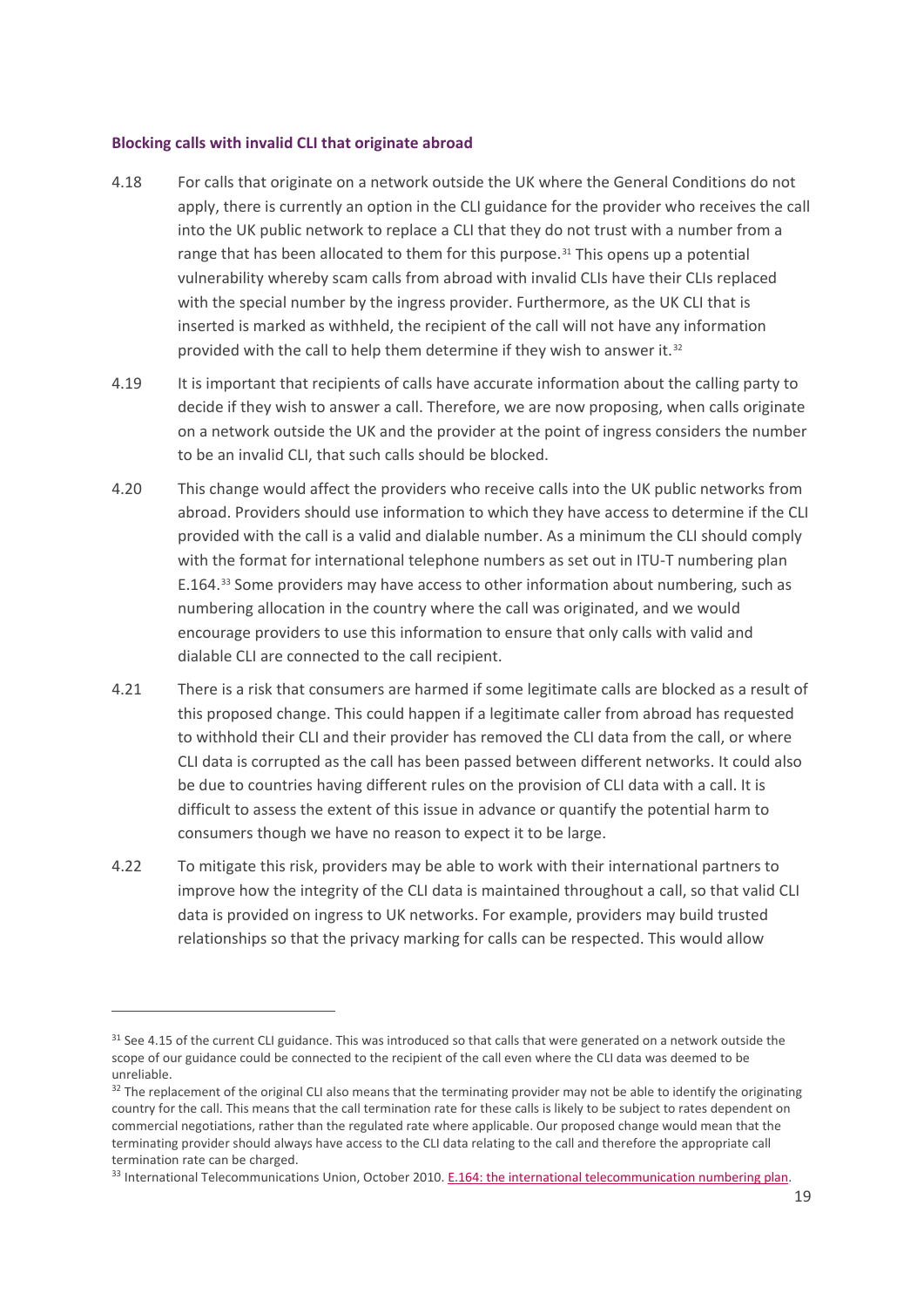### Blocking calls with invalid CLI that originate abroad

4.18 For calls that originate on a network outside the UK where the General Conditions do not apply, there is currently an option in the CLI guidance for the provider who receives the call into the UK public network to replace a CLI that they do not trust with a number from a range that has been allocated to them for this purpose.[31] This opens up a potential vulnerability whereby scam calls from abroad with invalid CLIs have their CLIs replaced with the special number by the ingress provider. Furthermore, as the UK CLI that is inserted is marked as withheld, the recipient of the call will not have any information provided with the call to help them determine if they wish to answer it.[32]

4.19 It is important that recipients of calls have accurate information about the calling party to decide if they wish to answer a call. Therefore, we are now proposing, when calls originate on a network outside the UK and the provider at the point of ingress considers the number to be an invalid CLI, that such calls should be blocked.

4.20 This change would affect the providers who receive calls into the UK public networks from abroad. Providers should use information to which they have access to determine if the CLI provided with the call is a valid and dialable number. As a minimum the CLI should comply with the format for international telephone numbers as set out in ITU-T numbering plan E.164.[33] Some providers may have access to other information about numbering, such as numbering allocation in the country where the call was originated, and we would encourage providers to use this information to ensure that only calls with valid and dialable CLI are connected to the call recipient.

4.21 There is a risk that consumers are harmed if some legitimate calls are blocked as a result of this proposed change. This could happen if a legitimate caller from abroad has requested to withhold their CLI and their provider has removed the CLI data from the call, or where CLI data is corrupted as the call has been passed between different networks. It could also be due to countries having different rules on the provision of CLI data with a call. It is difficult to assess the extent of this issue in advance or quantify the potential harm to consumers though we have no reason to expect it to be large.

4.22 To mitigate this risk, providers may be able to work with their international partners to improve how the integrity of the CLI data is maintained throughout a call, so that valid CLI data is provided on ingress to UK networks. For example, providers may build trusted relationships so that the privacy marking for calls can be respected. This would allow

---

[31] See 4.15 of the current CLI guidance. This was introduced so that calls that were generated on a network outside the scope of our guidance could be connected to the recipient of the call even where the CLI data was deemed to be unreliable.

[32] The replacement of the original CLI also means that the terminating provider may not be able to identify the originating country for the call. This means that the call termination rate for these calls is likely to be subject to rates dependent on commercial negotiations, rather than the regulated rate where applicable. Our proposed change would mean that the terminating provider should always have access to the CLI data relating to the call and therefore the appropriate call termination rate can be charged.

[33] International Telecommunications Union, October 2010. E.164: the international telecommunication numbering plan.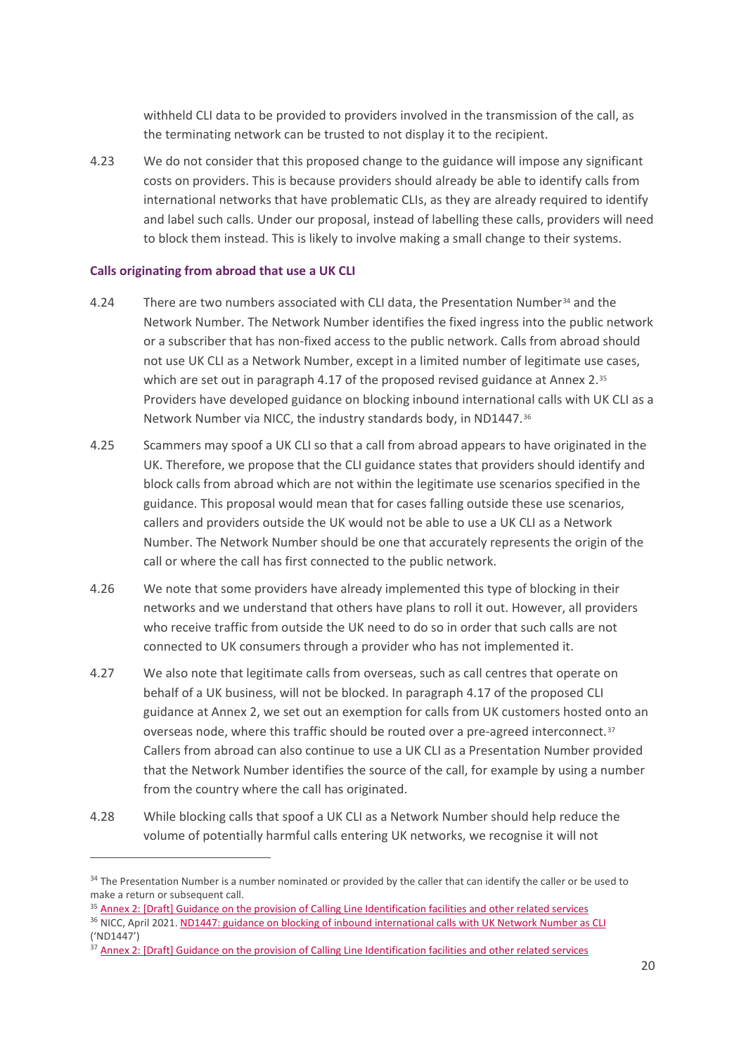withheld CLI data to be provided to providers involved in the transmission of the call, as the terminating network can be trusted to not display it to the recipient.

4.23 We do not consider that this proposed change to the guidance will impose any significant costs on providers. This is because providers should already be able to identify calls from international networks that have problematic CLIs, as they are already required to identify and label such calls. Under our proposal, instead of labelling these calls, providers will need to block them instead. This is likely to involve making a small change to their systems.

### Calls originating from abroad that use a UK CLI

4.24 There are two numbers associated with CLI data, the Presentation Number[34] and the Network Number. The Network Number identifies the fixed ingress into the public network or a subscriber that has non-fixed access to the public network. Calls from abroad should not use UK CLI as a Network Number, except in a limited number of legitimate use cases, which are set out in paragraph 4.17 of the proposed revised guidance at Annex 2.[35] Providers have developed guidance on blocking inbound international calls with UK CLI as a Network Number via NICC, the industry standards body, in ND1447.[36]

4.25 Scammers may spoof a UK CLI so that a call from abroad appears to have originated in the UK. Therefore, we propose that the CLI guidance states that providers should identify and block calls from abroad which are not within the legitimate use scenarios specified in the guidance. This proposal would mean that for cases falling outside these use scenarios, callers and providers outside the UK would not be able to use a UK CLI as a Network Number. The Network Number should be one that accurately represents the origin of the call or where the call has first connected to the public network.

4.26 We note that some providers have already implemented this type of blocking in their networks and we understand that others have plans to roll it out. However, all providers who receive traffic from outside the UK need to do so in order that such calls are not connected to UK consumers through a provider who has not implemented it.

4.27 We also note that legitimate calls from overseas, such as call centres that operate on behalf of a UK business, will not be blocked. In paragraph 4.17 of the proposed CLI guidance at Annex 2, we set out an exemption for calls from UK customers hosted onto an overseas node, where this traffic should be routed over a pre-agreed interconnect.[37] Callers from abroad can also continue to use a UK CLI as a Presentation Number provided that the Network Number identifies the source of the call, for example by using a number from the country where the call has originated.

4.28 While blocking calls that spoof a UK CLI as a Network Number should help reduce the volume of potentially harmful calls entering UK networks, we recognise it will not

---

[34] The Presentation Number is a number nominated or provided by the caller that can identify the caller or be used to make a return or subsequent call.

[35] Annex 2: [Draft] Guidance on the provision of Calling Line Identification facilities and other related services

[36] NICC, April 2021. ND1447: guidance on blocking of inbound international calls with UK Network Number as CLI ('ND1447')

[37] Annex 2: [Draft] Guidance on the provision of Calling Line Identification facilities and other related services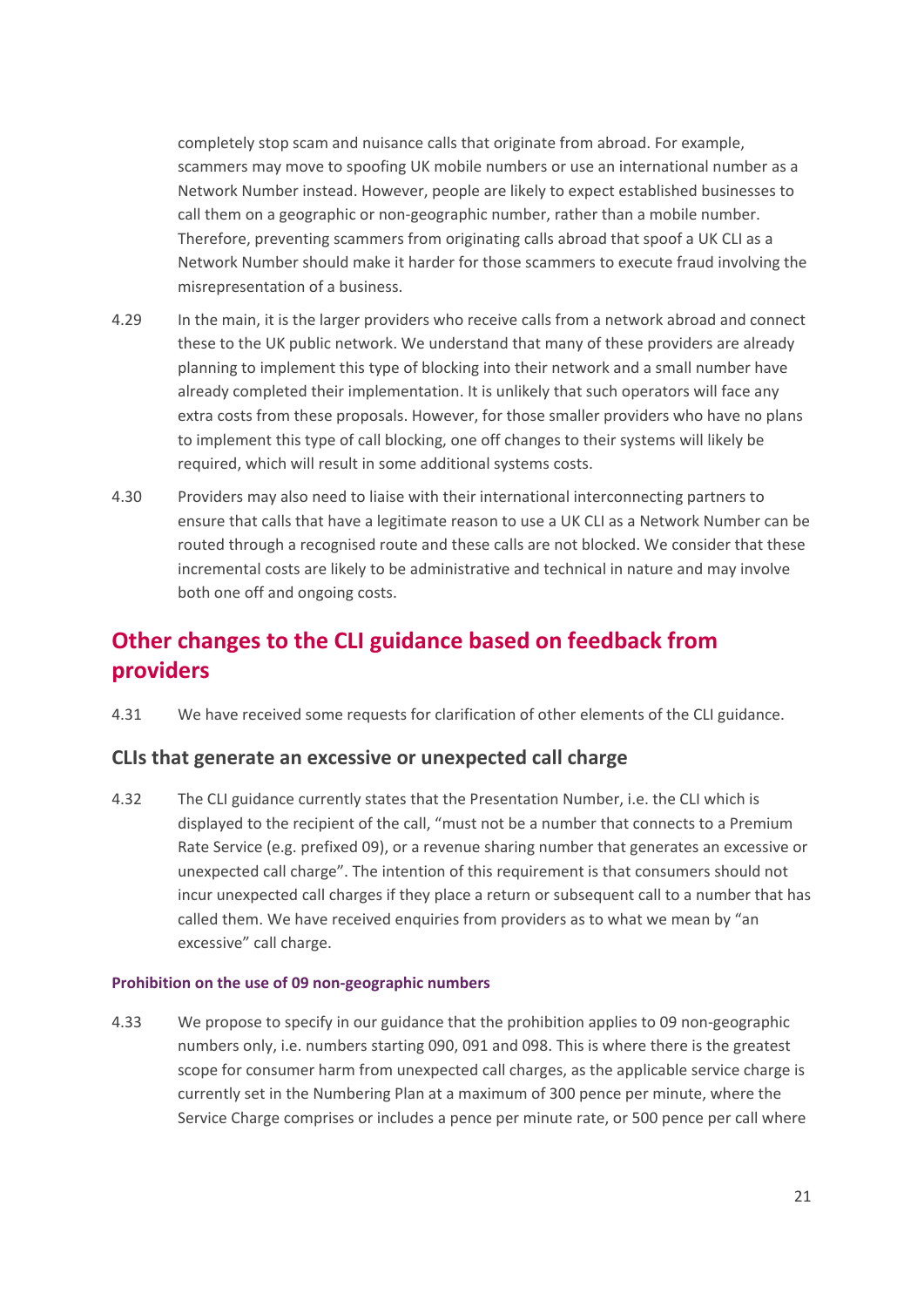completely stop scam and nuisance calls that originate from abroad. For example, scammers may move to spoofing UK mobile numbers or use an international number as a Network Number instead. However, people are likely to expect established businesses to call them on a geographic or non-geographic number, rather than a mobile number. Therefore, preventing scammers from originating calls abroad that spoof a UK CLI as a Network Number should make it harder for those scammers to execute fraud involving the misrepresentation of a business.

4.29 In the main, it is the larger providers who receive calls from a network abroad and connect these to the UK public network. We understand that many of these providers are already planning to implement this type of blocking into their network and a small number have already completed their implementation. It is unlikely that such operators will face any extra costs from these proposals. However, for those smaller providers who have no plans to implement this type of call blocking, one off changes to their systems will likely be required, which will result in some additional systems costs.

4.30 Providers may also need to liaise with their international interconnecting partners to ensure that calls that have a legitimate reason to use a UK CLI as a Network Number can be routed through a recognised route and these calls are not blocked. We consider that these incremental costs are likely to be administrative and technical in nature and may involve both one off and ongoing costs.

## Other changes to the CLI guidance based on feedback from providers

4.31 We have received some requests for clarification of other elements of the CLI guidance.

### CLIs that generate an excessive or unexpected call charge

4.32 The CLI guidance currently states that the Presentation Number, i.e. the CLI which is displayed to the recipient of the call, "must not be a number that connects to a Premium Rate Service (e.g. prefixed 09), or a revenue sharing number that generates an excessive or unexpected call charge". The intention of this requirement is that consumers should not incur unexpected call charges if they place a return or subsequent call to a number that has called them. We have received enquiries from providers as to what we mean by "an excessive" call charge.

#### Prohibition on the use of 09 non-geographic numbers

4.33 We propose to specify in our guidance that the prohibition applies to 09 non-geographic numbers only, i.e. numbers starting 090, 091 and 098. This is where there is the greatest scope for consumer harm from unexpected call charges, as the applicable service charge is currently set in the Numbering Plan at a maximum of 300 pence per minute, where the Service Charge comprises or includes a pence per minute rate, or 500 pence per call where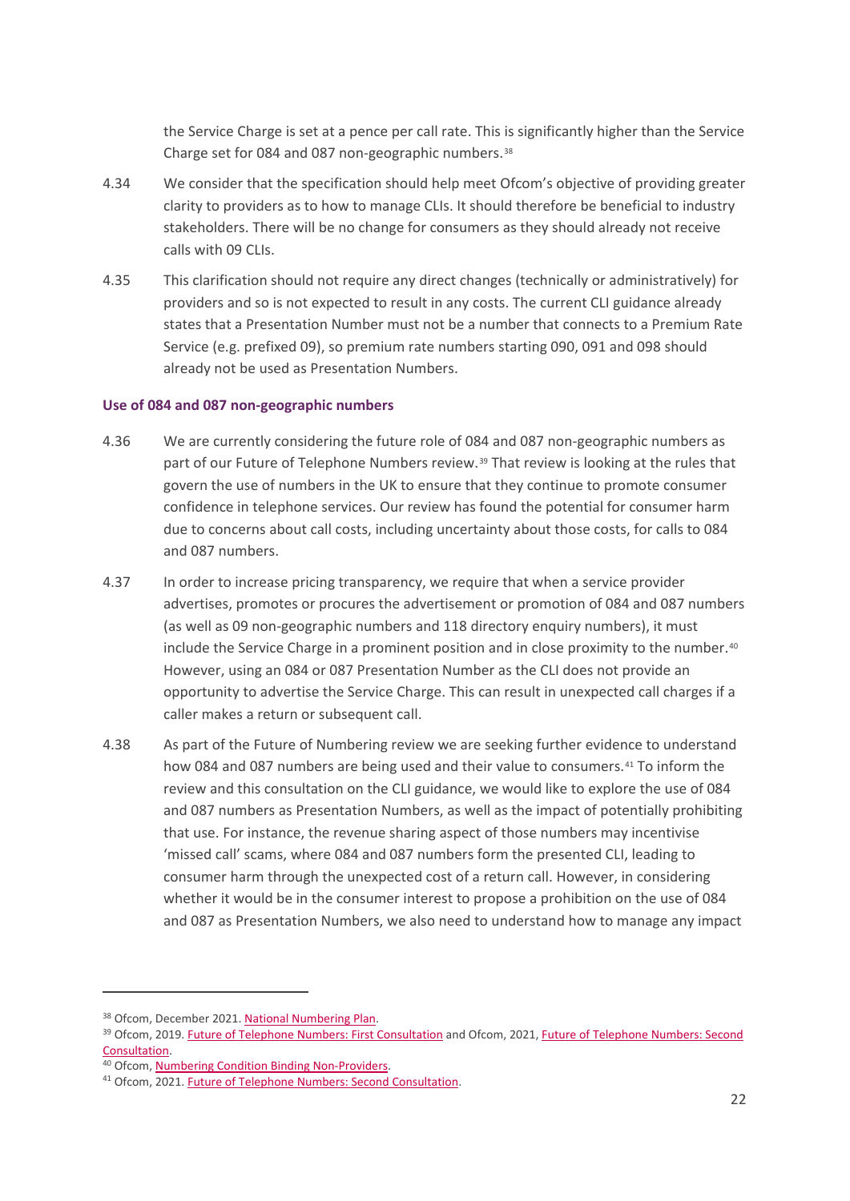the Service Charge is set at a pence per call rate. This is significantly higher than the Service Charge set for 084 and 087 non-geographic numbers.[38]

4.34 We consider that the specification should help meet Ofcom's objective of providing greater clarity to providers as to how to manage CLIs. It should therefore be beneficial to industry stakeholders. There will be no change for consumers as they should already not receive calls with 09 CLIs.

4.35 This clarification should not require any direct changes (technically or administratively) for providers and so is not expected to result in any costs. The current CLI guidance already states that a Presentation Number must not be a number that connects to a Premium Rate Service (e.g. prefixed 09), so premium rate numbers starting 090, 091 and 098 should already not be used as Presentation Numbers.

### Use of 084 and 087 non-geographic numbers

4.36 We are currently considering the future role of 084 and 087 non-geographic numbers as part of our Future of Telephone Numbers review.[39] That review is looking at the rules that govern the use of numbers in the UK to ensure that they continue to promote consumer confidence in telephone services. Our review has found the potential for consumer harm due to concerns about call costs, including uncertainty about those costs, for calls to 084 and 087 numbers.

4.37 In order to increase pricing transparency, we require that when a service provider advertises, promotes or procures the advertisement or promotion of 084 and 087 numbers (as well as 09 non-geographic numbers and 118 directory enquiry numbers), it must include the Service Charge in a prominent position and in close proximity to the number.[40] However, using an 084 or 087 Presentation Number as the CLI does not provide an opportunity to advertise the Service Charge. This can result in unexpected call charges if a caller makes a return or subsequent call.

4.38 As part of the Future of Numbering review we are seeking further evidence to understand how 084 and 087 numbers are being used and their value to consumers.[41] To inform the review and this consultation on the CLI guidance, we would like to explore the use of 084 and 087 numbers as Presentation Numbers, as well as the impact of potentially prohibiting that use. For instance, the revenue sharing aspect of those numbers may incentivise 'missed call' scams, where 084 and 087 numbers form the presented CLI, leading to consumer harm through the unexpected cost of a return call. However, in considering whether it would be in the consumer interest to propose a prohibition on the use of 084 and 087 as Presentation Numbers, we also need to understand how to manage any impact

---

[38] Ofcom, December 2021. National Numbering Plan.

[39] Ofcom, 2019. Future of Telephone Numbers: First Consultation and Ofcom, 2021, Future of Telephone Numbers: Second Consultation.

[40] Ofcom, Numbering Condition Binding Non-Providers.

[41] Ofcom, 2021. Future of Telephone Numbers: Second Consultation.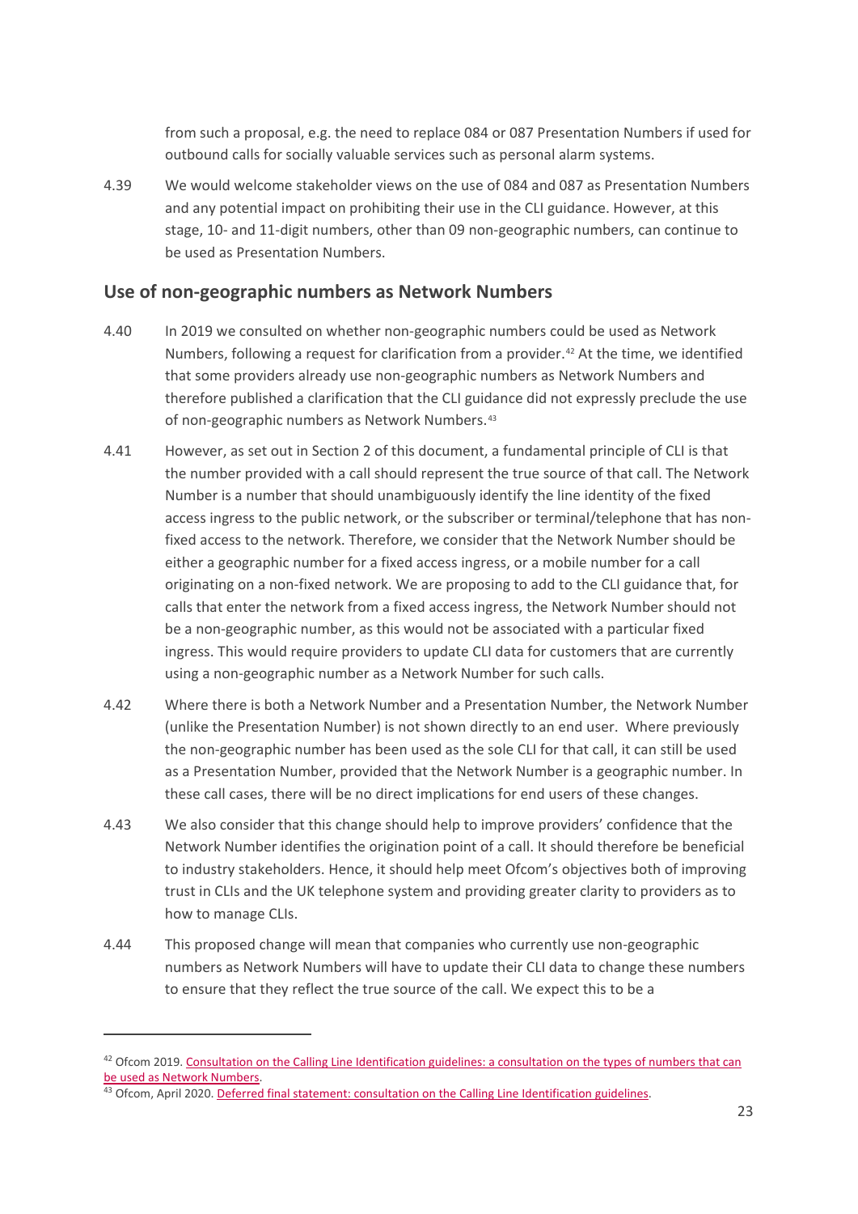from such a proposal, e.g. the need to replace 084 or 087 Presentation Numbers if used for outbound calls for socially valuable services such as personal alarm systems.

4.39 We would welcome stakeholder views on the use of 084 and 087 as Presentation Numbers and any potential impact on prohibiting their use in the CLI guidance. However, at this stage, 10- and 11-digit numbers, other than 09 non-geographic numbers, can continue to be used as Presentation Numbers.

## Use of non-geographic numbers as Network Numbers

4.40 In 2019 we consulted on whether non-geographic numbers could be used as Network Numbers, following a request for clarification from a provider.[42] At the time, we identified that some providers already use non-geographic numbers as Network Numbers and therefore published a clarification that the CLI guidance did not expressly preclude the use of non-geographic numbers as Network Numbers.[43]

4.41 However, as set out in Section 2 of this document, a fundamental principle of CLI is that the number provided with a call should represent the true source of that call. The Network Number is a number that should unambiguously identify the line identity of the fixed access ingress to the public network, or the subscriber or terminal/telephone that has non-fixed access to the network. Therefore, we consider that the Network Number should be either a geographic number for a fixed access ingress, or a mobile number for a call originating on a non-fixed network. We are proposing to add to the CLI guidance that, for calls that enter the network from a fixed access ingress, the Network Number should not be a non-geographic number, as this would not be associated with a particular fixed ingress. This would require providers to update CLI data for customers that are currently using a non-geographic number as a Network Number for such calls.

4.42 Where there is both a Network Number and a Presentation Number, the Network Number (unlike the Presentation Number) is not shown directly to an end user. Where previously the non-geographic number has been used as the sole CLI for that call, it can still be used as a Presentation Number, provided that the Network Number is a geographic number. In these call cases, there will be no direct implications for end users of these changes.

4.43 We also consider that this change should help to improve providers' confidence that the Network Number identifies the origination point of a call. It should therefore be beneficial to industry stakeholders. Hence, it should help meet Ofcom's objectives both of improving trust in CLIs and the UK telephone system and providing greater clarity to providers as to how to manage CLIs.

4.44 This proposed change will mean that companies who currently use non-geographic numbers as Network Numbers will have to update their CLI data to change these numbers to ensure that they reflect the true source of the call. We expect this to be a

---

[42] Ofcom 2019. Consultation on the Calling Line Identification guidelines: a consultation on the types of numbers that can be used as Network Numbers.

[43] Ofcom, April 2020. Deferred final statement: consultation on the Calling Line Identification guidelines.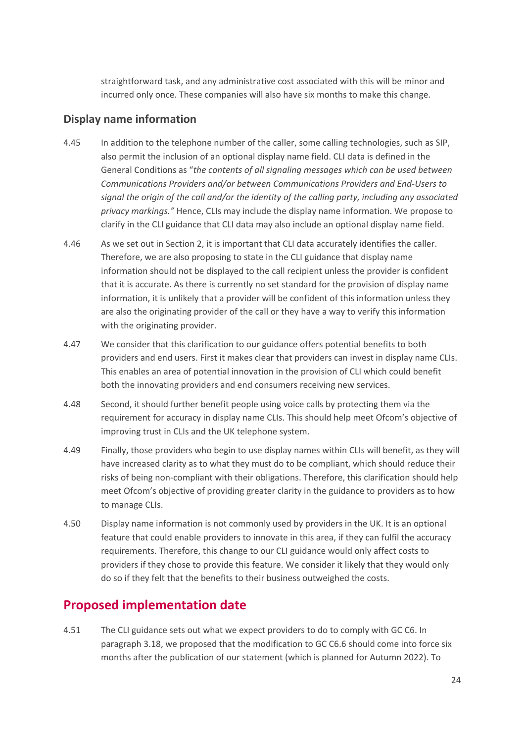straightforward task, and any administrative cost associated with this will be minor and incurred only once. These companies will also have six months to make this change.

### Display name information

4.45 In addition to the telephone number of the caller, some calling technologies, such as SIP, also permit the inclusion of an optional display name field. CLI data is defined in the General Conditions as "*the contents of all signaling messages which can be used between Communications Providers and/or between Communications Providers and End-Users to signal the origin of the call and/or the identity of the calling party, including any associated privacy markings.*" Hence, CLIs may include the display name information. We propose to clarify in the CLI guidance that CLI data may also include an optional display name field.

4.46 As we set out in Section 2, it is important that CLI data accurately identifies the caller. Therefore, we are also proposing to state in the CLI guidance that display name information should not be displayed to the call recipient unless the provider is confident that it is accurate. As there is currently no set standard for the provision of display name information, it is unlikely that a provider will be confident of this information unless they are also the originating provider of the call or they have a way to verify this information with the originating provider.

4.47 We consider that this clarification to our guidance offers potential benefits to both providers and end users. First it makes clear that providers can invest in display name CLIs. This enables an area of potential innovation in the provision of CLI which could benefit both the innovating providers and end consumers receiving new services.

4.48 Second, it should further benefit people using voice calls by protecting them via the requirement for accuracy in display name CLIs. This should help meet Ofcom's objective of improving trust in CLIs and the UK telephone system.

4.49 Finally, those providers who begin to use display names within CLIs will benefit, as they will have increased clarity as to what they must do to be compliant, which should reduce their risks of being non-compliant with their obligations. Therefore, this clarification should help meet Ofcom's objective of providing greater clarity in the guidance to providers as to how to manage CLIs.

4.50 Display name information is not commonly used by providers in the UK. It is an optional feature that could enable providers to innovate in this area, if they can fulfil the accuracy requirements. Therefore, this change to our CLI guidance would only affect costs to providers if they chose to provide this feature. We consider it likely that they would only do so if they felt that the benefits to their business outweighed the costs.

## Proposed implementation date

4.51 The CLI guidance sets out what we expect providers to do to comply with GC C6. In paragraph 3.18, we proposed that the modification to GC C6.6 should come into force six months after the publication of our statement (which is planned for Autumn 2022). To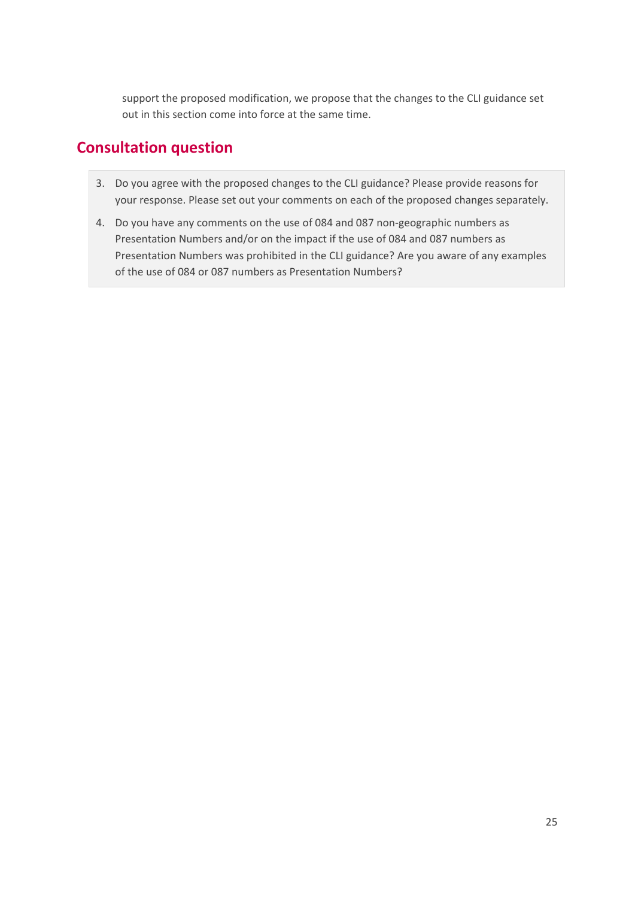support the proposed modification, we propose that the changes to the CLI guidance set out in this section come into force at the same time.

## Consultation question

3. Do you agree with the proposed changes to the CLI guidance? Please provide reasons for your response. Please set out your comments on each of the proposed changes separately.
4. Do you have any comments on the use of 084 and 087 non-geographic numbers as Presentation Numbers and/or on the impact if the use of 084 and 087 numbers as Presentation Numbers was prohibited in the CLI guidance? Are you aware of any examples of the use of 084 or 087 numbers as Presentation Numbers?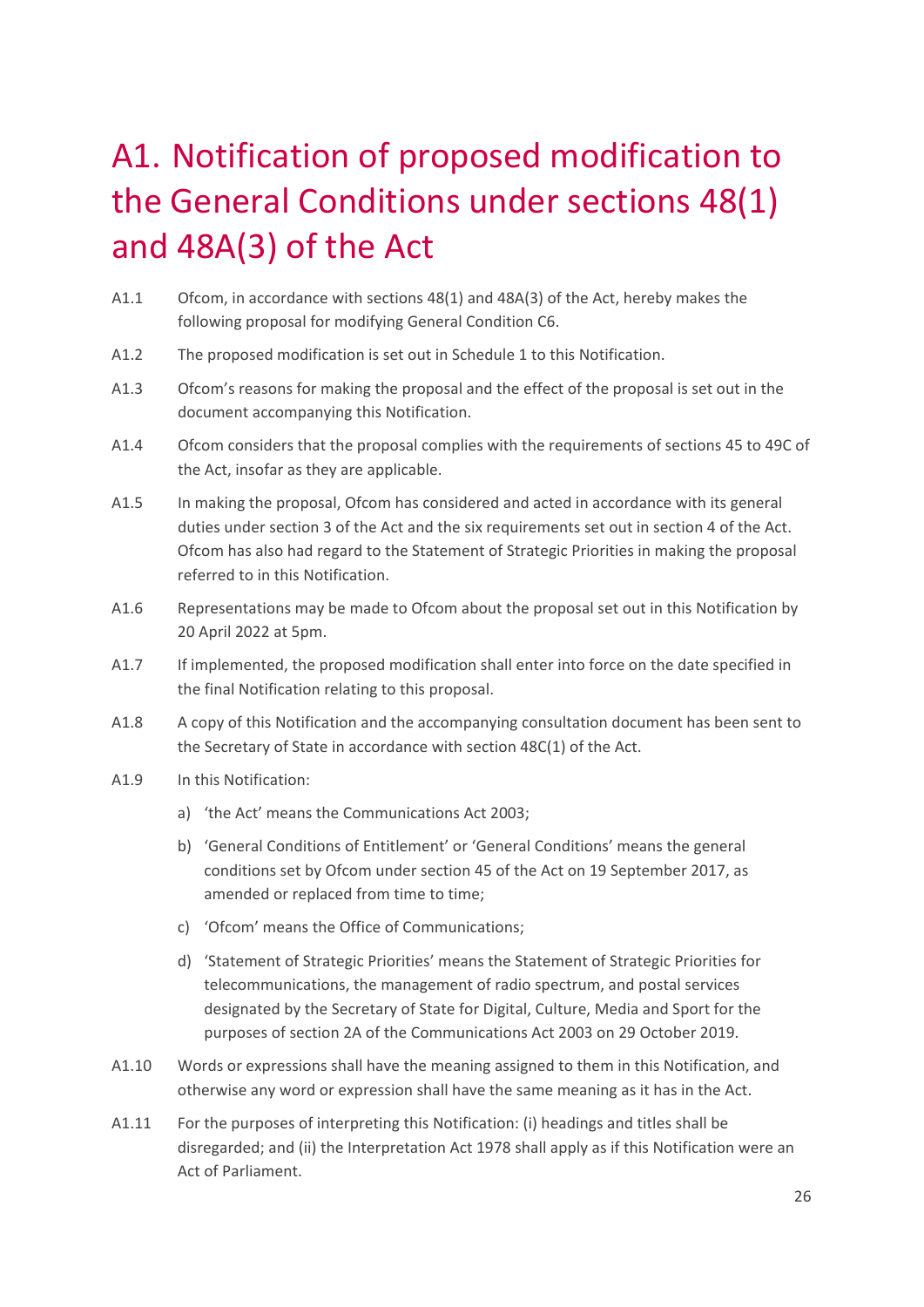# A1. Notification of proposed modification to the General Conditions under sections 48(1) and 48A(3) of the Act

A1.1 Ofcom, in accordance with sections 48(1) and 48A(3) of the Act, hereby makes the following proposal for modifying General Condition C6.

A1.2 The proposed modification is set out in Schedule 1 to this Notification.

A1.3 Ofcom's reasons for making the proposal and the effect of the proposal is set out in the document accompanying this Notification.

A1.4 Ofcom considers that the proposal complies with the requirements of sections 45 to 49C of the Act, insofar as they are applicable.

A1.5 In making the proposal, Ofcom has considered and acted in accordance with its general duties under section 3 of the Act and the six requirements set out in section 4 of the Act. Ofcom has also had regard to the Statement of Strategic Priorities in making the proposal referred to in this Notification.

A1.6 Representations may be made to Ofcom about the proposal set out in this Notification by 20 April 2022 at 5pm.

A1.7 If implemented, the proposed modification shall enter into force on the date specified in the final Notification relating to this proposal.

A1.8 A copy of this Notification and the accompanying consultation document has been sent to the Secretary of State in accordance with section 48C(1) of the Act.

A1.9 In this Notification:

a) 'the Act' means the Communications Act 2003;

b) 'General Conditions of Entitlement' or 'General Conditions' means the general conditions set by Ofcom under section 45 of the Act on 19 September 2017, as amended or replaced from time to time;

c) 'Ofcom' means the Office of Communications;

d) 'Statement of Strategic Priorities' means the Statement of Strategic Priorities for telecommunications, the management of radio spectrum, and postal services designated by the Secretary of State for Digital, Culture, Media and Sport for the purposes of section 2A of the Communications Act 2003 on 29 October 2019.

A1.10 Words or expressions shall have the meaning assigned to them in this Notification, and otherwise any word or expression shall have the same meaning as it has in the Act.

A1.11 For the purposes of interpreting this Notification: (i) headings and titles shall be disregarded; and (ii) the Interpretation Act 1978 shall apply as if this Notification were an Act of Parliament.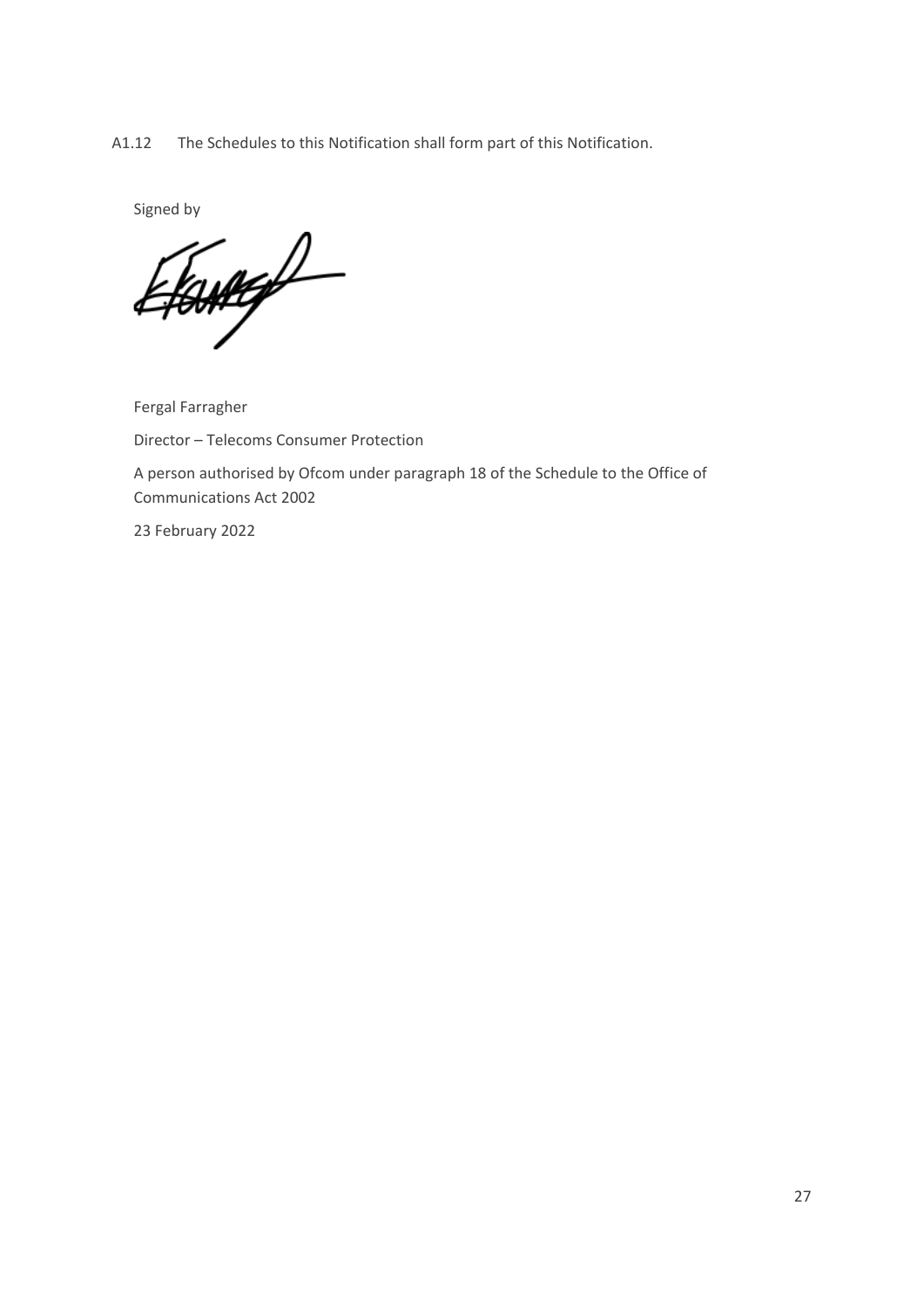A1.12 The Schedules to this Notification shall form part of this Notification.

Signed by

Fergal Farragher

Director – Telecoms Consumer Protection

A person authorised by Ofcom under paragraph 18 of the Schedule to the Office of Communications Act 2002

23 February 2022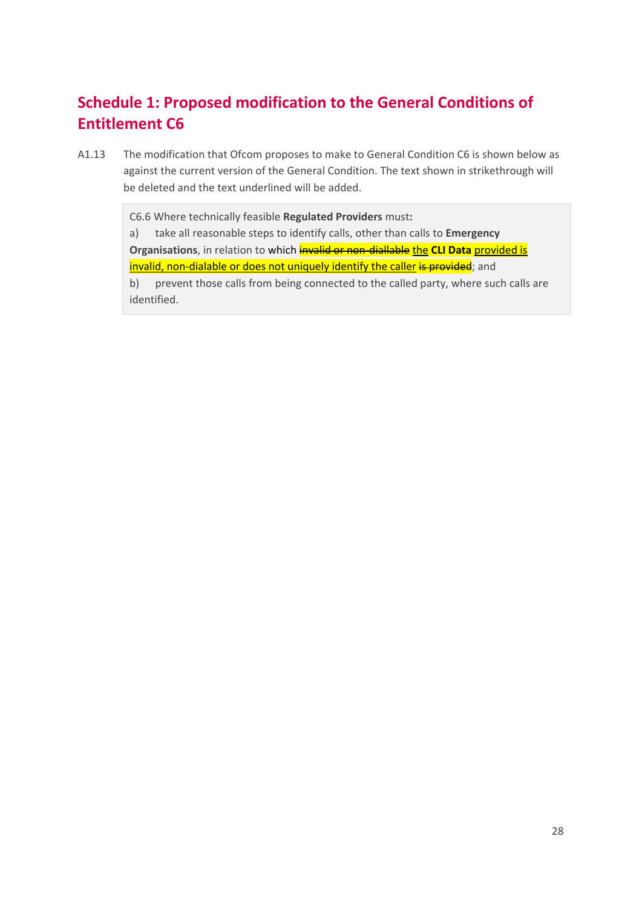# Schedule 1: Proposed modification to the General Conditions of Entitlement C6

A1.13 The modification that Ofcom proposes to make to General Condition C6 is shown below as against the current version of the General Condition. The text shown in strikethrough will be deleted and the text underlined will be added.

> C6.6 Where technically feasible **Regulated Providers** must**:**
>
> a) take all reasonable steps to identify calls, other than calls to **Emergency Organisations**, in relation to which ~~invalid or non-diallable~~ <u>the</u> **CLI Data** <u>provided is invalid, non-dialable or does not uniquely identify the caller</u> ~~is provided~~; and
>
> b) prevent those calls from being connected to the called party, where such calls are identified.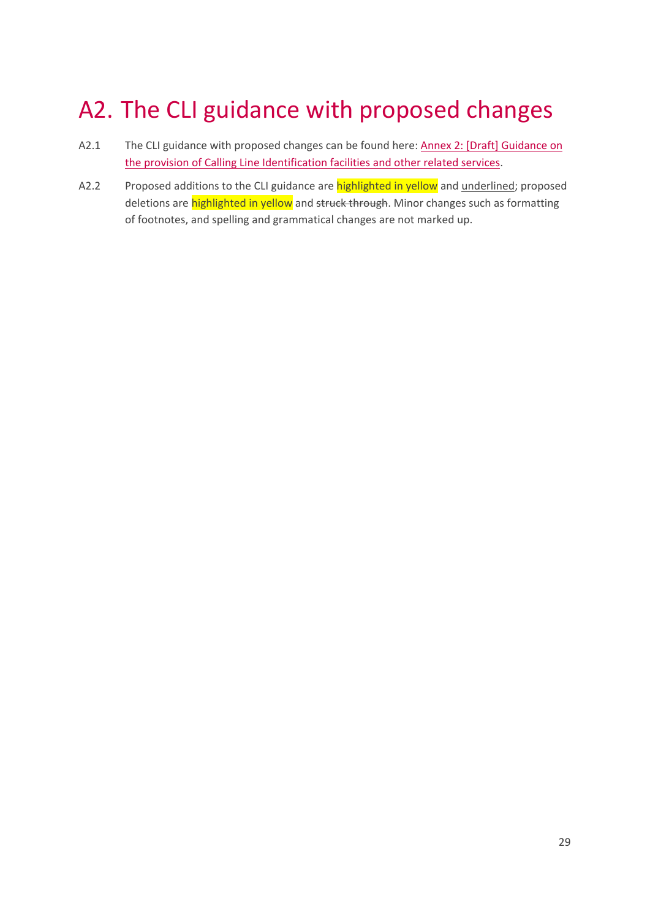# A2. The CLI guidance with proposed changes

A2.1 The CLI guidance with proposed changes can be found here: [Annex 2: [Draft] Guidance on the provision of Calling Line Identification facilities and other related services].

A2.2 Proposed additions to the CLI guidance are highlighted in yellow and <u>underlined</u>; proposed deletions are highlighted in yellow and ~~struck through~~. Minor changes such as formatting of footnotes, and spelling and grammatical changes are not marked up.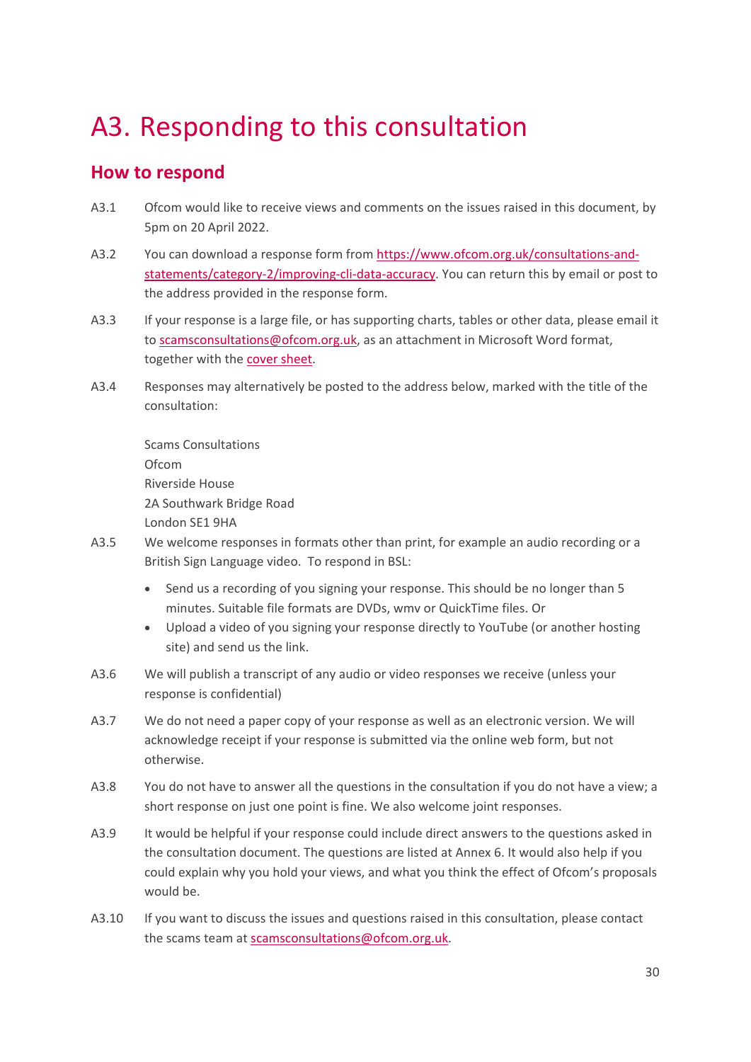# A3. Responding to this consultation

## How to respond

A3.1 Ofcom would like to receive views and comments on the issues raised in this document, by 5pm on 20 April 2022.

A3.2 You can download a response form from [https://www.ofcom.org.uk/consultations-and-statements/category-2/improving-cli-data-accuracy](https://www.ofcom.org.uk/consultations-and-statements/category-2/improving-cli-data-accuracy). You can return this by email or post to the address provided in the response form.

A3.3 If your response is a large file, or has supporting charts, tables or other data, please email it to scamsconsultations@ofcom.org.uk, as an attachment in Microsoft Word format, together with the cover sheet.

A3.4 Responses may alternatively be posted to the address below, marked with the title of the consultation:

Scams Consultations
Ofcom
Riverside House
2A Southwark Bridge Road
London SE1 9HA

A3.5 We welcome responses in formats other than print, for example an audio recording or a British Sign Language video. To respond in BSL:

- Send us a recording of you signing your response. This should be no longer than 5 minutes. Suitable file formats are DVDs, wmv or QuickTime files. Or
- Upload a video of you signing your response directly to YouTube (or another hosting site) and send us the link.

A3.6 We will publish a transcript of any audio or video responses we receive (unless your response is confidential)

A3.7 We do not need a paper copy of your response as well as an electronic version. We will acknowledge receipt if your response is submitted via the online web form, but not otherwise.

A3.8 You do not have to answer all the questions in the consultation if you do not have a view; a short response on just one point is fine. We also welcome joint responses.

A3.9 It would be helpful if your response could include direct answers to the questions asked in the consultation document. The questions are listed at Annex 6. It would also help if you could explain why you hold your views, and what you think the effect of Ofcom's proposals would be.

A3.10 If you want to discuss the issues and questions raised in this consultation, please contact the scams team at scamsconsultations@ofcom.org.uk.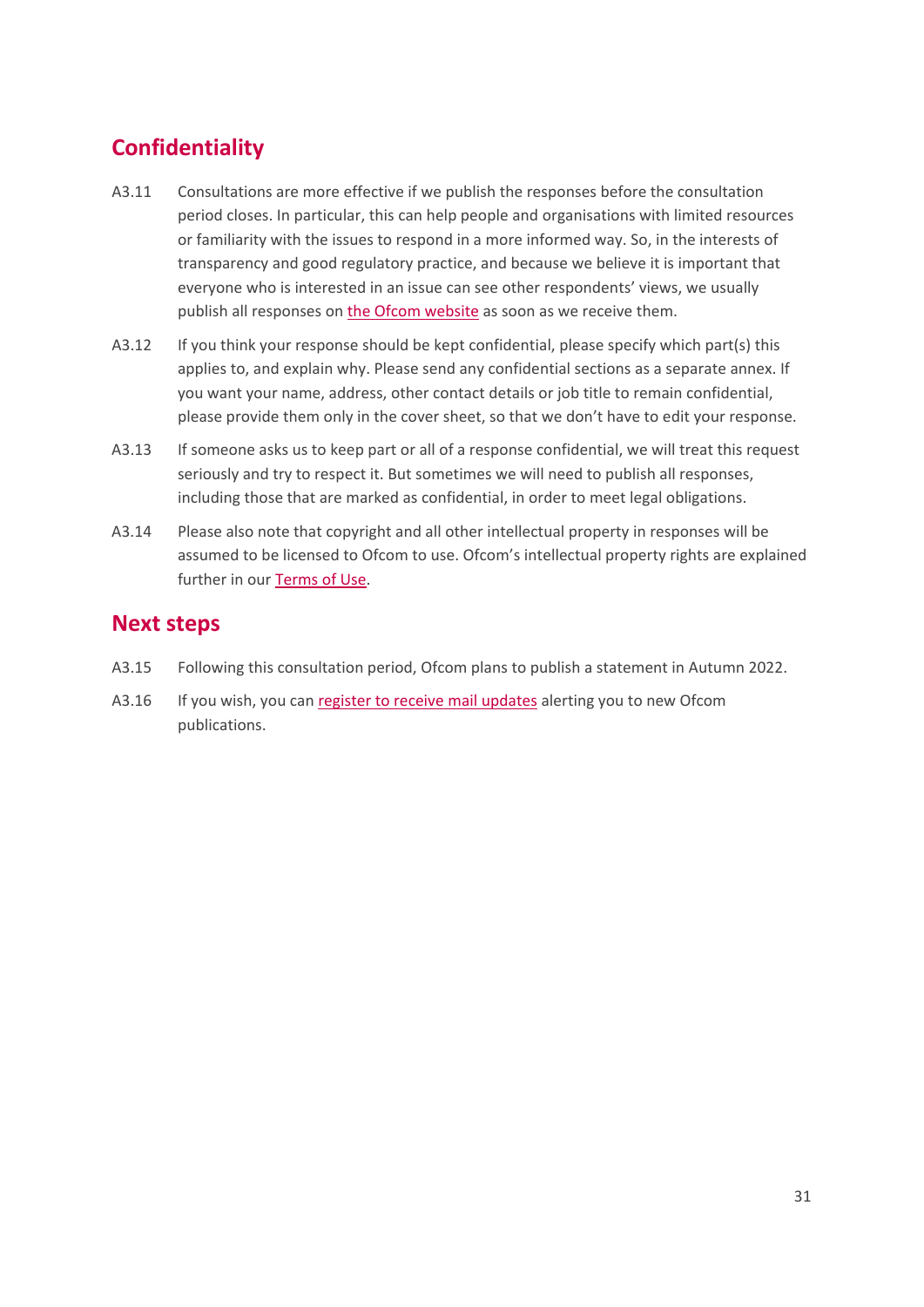## Confidentiality

A3.11 Consultations are more effective if we publish the responses before the consultation period closes. In particular, this can help people and organisations with limited resources or familiarity with the issues to respond in a more informed way. So, in the interests of transparency and good regulatory practice, and because we believe it is important that everyone who is interested in an issue can see other respondents' views, we usually publish all responses on the Ofcom website as soon as we receive them.

A3.12 If you think your response should be kept confidential, please specify which part(s) this applies to, and explain why. Please send any confidential sections as a separate annex. If you want your name, address, other contact details or job title to remain confidential, please provide them only in the cover sheet, so that we don't have to edit your response.

A3.13 If someone asks us to keep part or all of a response confidential, we will treat this request seriously and try to respect it. But sometimes we will need to publish all responses, including those that are marked as confidential, in order to meet legal obligations.

A3.14 Please also note that copyright and all other intellectual property in responses will be assumed to be licensed to Ofcom to use. Ofcom's intellectual property rights are explained further in our Terms of Use.

## Next steps

A3.15 Following this consultation period, Ofcom plans to publish a statement in Autumn 2022.

A3.16 If you wish, you can register to receive mail updates alerting you to new Ofcom publications.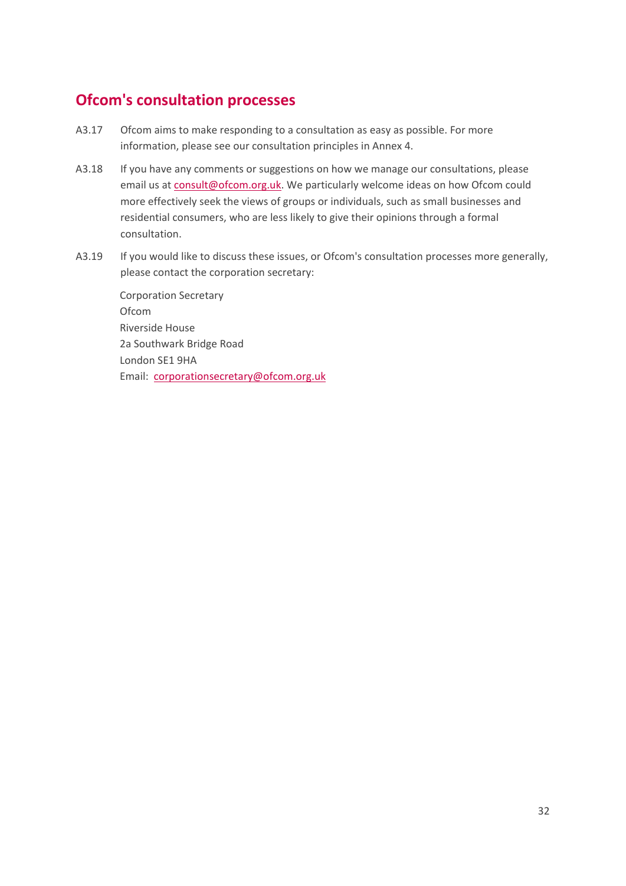## Ofcom's consultation processes

A3.17 Ofcom aims to make responding to a consultation as easy as possible. For more information, please see our consultation principles in Annex 4.

A3.18 If you have any comments or suggestions on how we manage our consultations, please email us at consult@ofcom.org.uk. We particularly welcome ideas on how Ofcom could more effectively seek the views of groups or individuals, such as small businesses and residential consumers, who are less likely to give their opinions through a formal consultation.

A3.19 If you would like to discuss these issues, or Ofcom's consultation processes more generally, please contact the corporation secretary:

Corporation Secretary
Ofcom
Riverside House
2a Southwark Bridge Road
London SE1 9HA
Email: corporationsecretary@ofcom.org.uk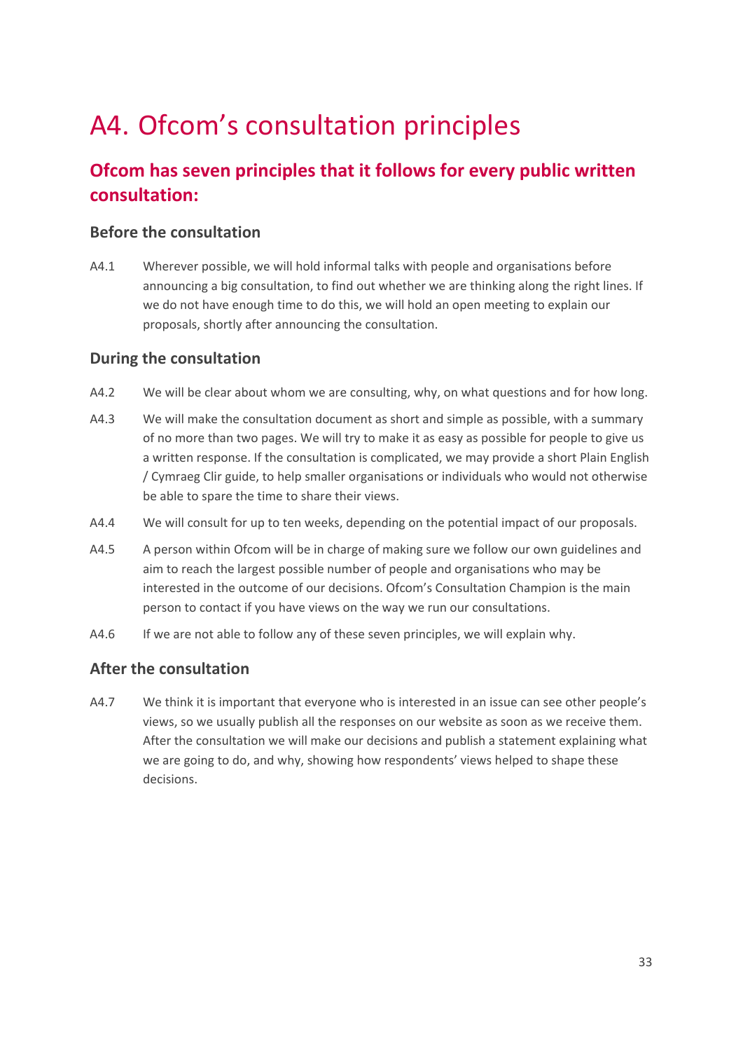# A4. Ofcom's consultation principles

## Ofcom has seven principles that it follows for every public written consultation:

### Before the consultation

A4.1 Wherever possible, we will hold informal talks with people and organisations before announcing a big consultation, to find out whether we are thinking along the right lines. If we do not have enough time to do this, we will hold an open meeting to explain our proposals, shortly after announcing the consultation.

### During the consultation

A4.2 We will be clear about whom we are consulting, why, on what questions and for how long.

A4.3 We will make the consultation document as short and simple as possible, with a summary of no more than two pages. We will try to make it as easy as possible for people to give us a written response. If the consultation is complicated, we may provide a short Plain English / Cymraeg Clir guide, to help smaller organisations or individuals who would not otherwise be able to spare the time to share their views.

A4.4 We will consult for up to ten weeks, depending on the potential impact of our proposals.

A4.5 A person within Ofcom will be in charge of making sure we follow our own guidelines and aim to reach the largest possible number of people and organisations who may be interested in the outcome of our decisions. Ofcom's Consultation Champion is the main person to contact if you have views on the way we run our consultations.

A4.6 If we are not able to follow any of these seven principles, we will explain why.

### After the consultation

A4.7 We think it is important that everyone who is interested in an issue can see other people's views, so we usually publish all the responses on our website as soon as we receive them. After the consultation we will make our decisions and publish a statement explaining what we are going to do, and why, showing how respondents' views helped to shape these decisions.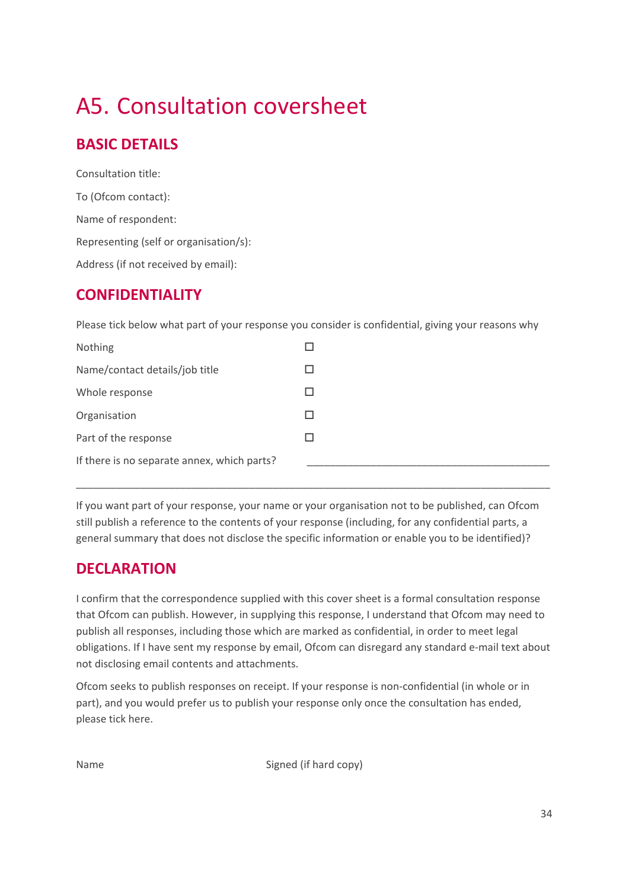# A5. Consultation coversheet

## BASIC DETAILS

Consultation title:

To (Ofcom contact):

Name of respondent:

Representing (self or organisation/s):

Address (if not received by email):

## CONFIDENTIALITY

Please tick below what part of your response you consider is confidential, giving your reasons why

| | |
|---|---|
| Nothing | ☐ |
| Name/contact details/job title | ☐ |
| Whole response | ☐ |
| Organisation | ☐ |
| Part of the response | ☐ |
| If there is no separate annex, which parts? | ____________________________________________ |

_____________________________________________________________________________

If you want part of your response, your name or your organisation not to be published, can Ofcom still publish a reference to the contents of your response (including, for any confidential parts, a general summary that does not disclose the specific information or enable you to be identified)?

## DECLARATION

I confirm that the correspondence supplied with this cover sheet is a formal consultation response that Ofcom can publish. However, in supplying this response, I understand that Ofcom may need to publish all responses, including those which are marked as confidential, in order to meet legal obligations. If I have sent my response by email, Ofcom can disregard any standard e-mail text about not disclosing email contents and attachments.

Ofcom seeks to publish responses on receipt. If your response is non-confidential (in whole or in part), and you would prefer us to publish your response only once the consultation has ended, please tick here.

Name                                        Signed (if hard copy)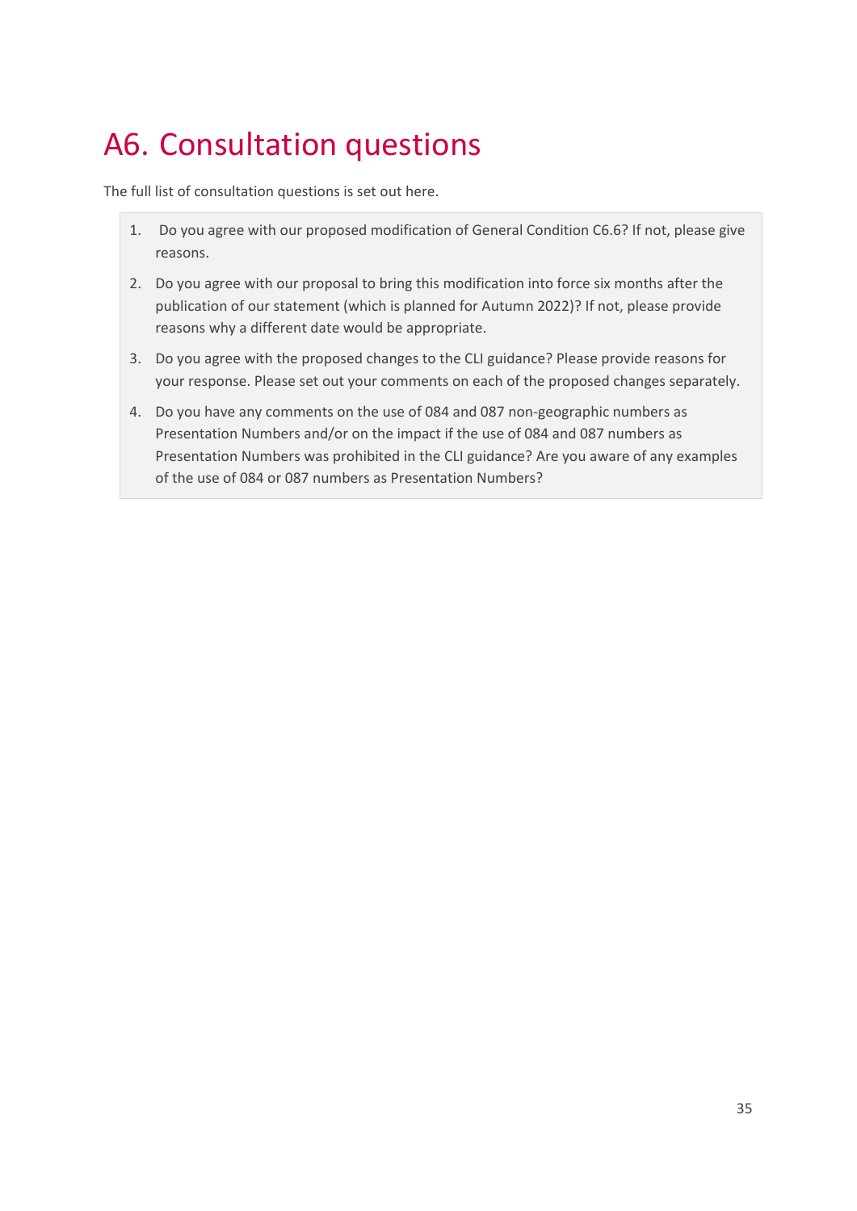# A6. Consultation questions

The full list of consultation questions is set out here.

1. Do you agree with our proposed modification of General Condition C6.6? If not, please give reasons.
2. Do you agree with our proposal to bring this modification into force six months after the publication of our statement (which is planned for Autumn 2022)? If not, please provide reasons why a different date would be appropriate.
3. Do you agree with the proposed changes to the CLI guidance? Please provide reasons for your response. Please set out your comments on each of the proposed changes separately.
4. Do you have any comments on the use of 084 and 087 non-geographic numbers as Presentation Numbers and/or on the impact if the use of 084 and 087 numbers as Presentation Numbers was prohibited in the CLI guidance? Are you aware of any examples of the use of 084 or 087 numbers as Presentation Numbers?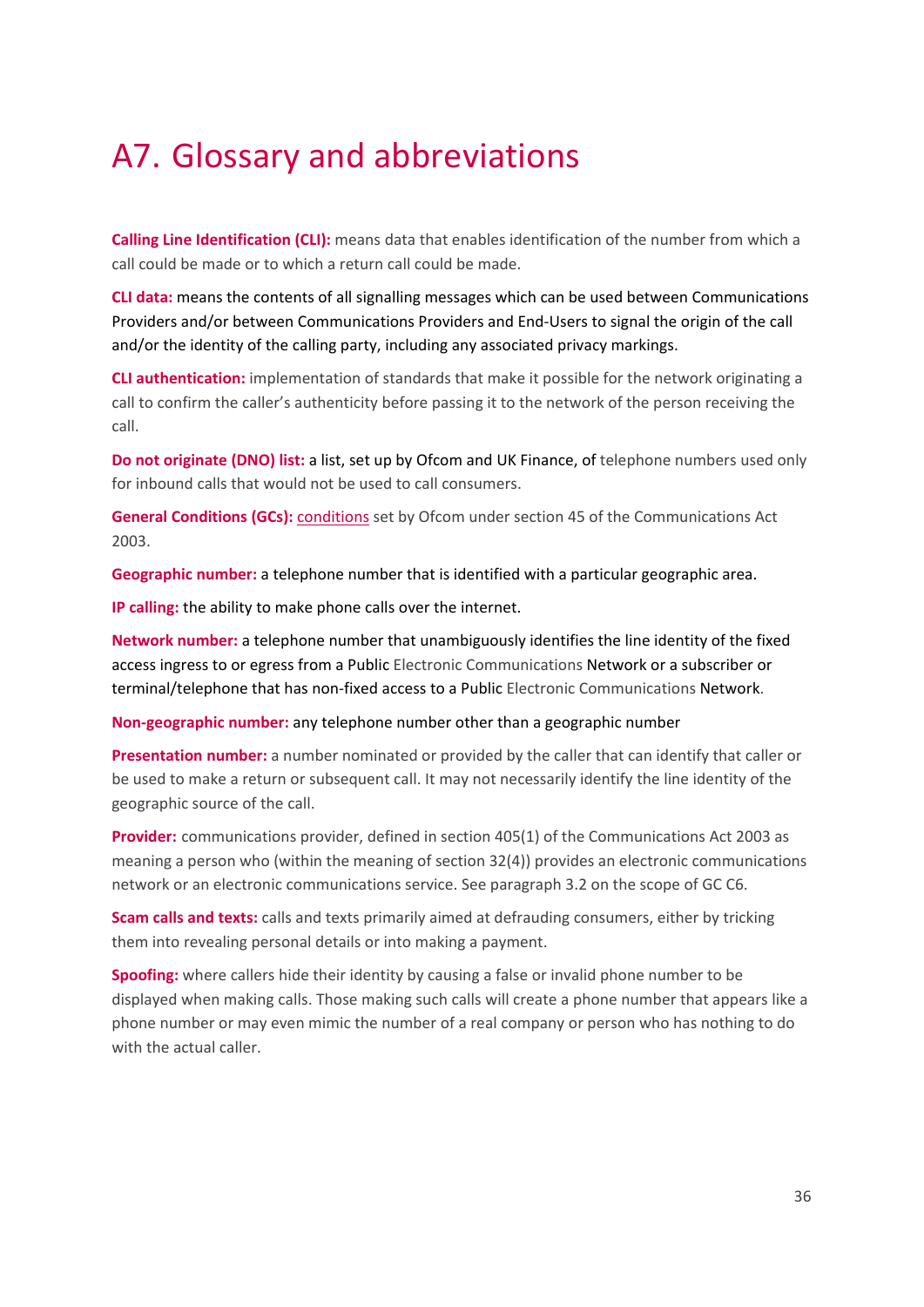# A7. Glossary and abbreviations

**Calling Line Identification (CLI):** means data that enables identification of the number from which a call could be made or to which a return call could be made.

**CLI data:** means the contents of all signalling messages which can be used between Communications Providers and/or between Communications Providers and End-Users to signal the origin of the call and/or the identity of the calling party, including any associated privacy markings.

**CLI authentication:** implementation of standards that make it possible for the network originating a call to confirm the caller's authenticity before passing it to the network of the person receiving the call.

**Do not originate (DNO) list:** a list, set up by Ofcom and UK Finance, of telephone numbers used only for inbound calls that would not be used to call consumers.

**General Conditions (GCs):** conditions set by Ofcom under section 45 of the Communications Act 2003.

**Geographic number:** a telephone number that is identified with a particular geographic area.

**IP calling:** the ability to make phone calls over the internet.

**Network number:** a telephone number that unambiguously identifies the line identity of the fixed access ingress to or egress from a Public Electronic Communications Network or a subscriber or terminal/telephone that has non-fixed access to a Public Electronic Communications Network.

**Non-geographic number:** any telephone number other than a geographic number

**Presentation number:** a number nominated or provided by the caller that can identify that caller or be used to make a return or subsequent call. It may not necessarily identify the line identity of the geographic source of the call.

**Provider:** communications provider, defined in section 405(1) of the Communications Act 2003 as meaning a person who (within the meaning of section 32(4)) provides an electronic communications network or an electronic communications service. See paragraph 3.2 on the scope of GC C6.

**Scam calls and texts:** calls and texts primarily aimed at defrauding consumers, either by tricking them into revealing personal details or into making a payment.

**Spoofing:** where callers hide their identity by causing a false or invalid phone number to be displayed when making calls. Those making such calls will create a phone number that appears like a phone number or may even mimic the number of a real company or person who has nothing to do with the actual caller.